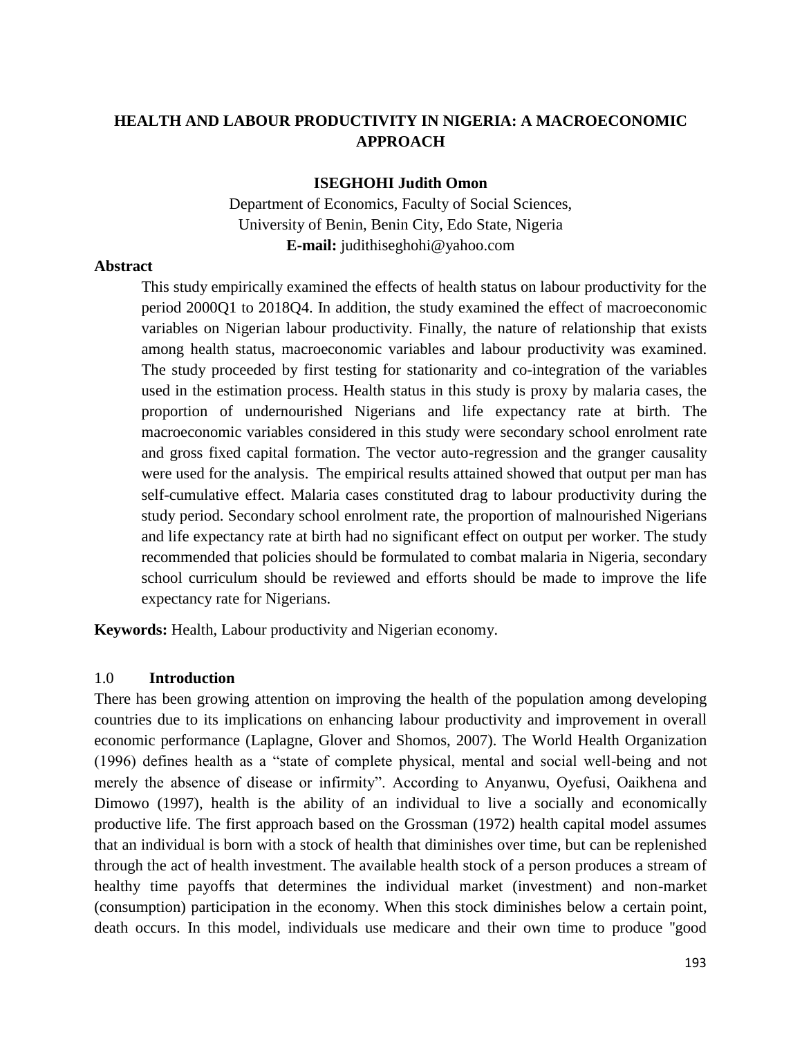# HEALTH AND LABOUR PRODUCTIVITY IN NIGERIA: A MACROECONOMIC APPROACH

**ISEGHOHI Judith Omon**

Department of Economics, Faculty of Social Sciences,
University of Benin, Benin City, Edo State, Nigeria
**E-mail:** judithiseghohi@yahoo.com

## Abstract

This study empirically examined the effects of health status on labour productivity for the period 2000Q1 to 2018Q4. In addition, the study examined the effect of macroeconomic variables on Nigerian labour productivity. Finally, the nature of relationship that exists among health status, macroeconomic variables and labour productivity was examined. The study proceeded by first testing for stationarity and co-integration of the variables used in the estimation process. Health status in this study is proxy by malaria cases, the proportion of undernourished Nigerians and life expectancy rate at birth. The macroeconomic variables considered in this study were secondary school enrolment rate and gross fixed capital formation. The vector auto-regression and the granger causality were used for the analysis. The empirical results attained showed that output per man has self-cumulative effect. Malaria cases constituted drag to labour productivity during the study period. Secondary school enrolment rate, the proportion of malnourished Nigerians and life expectancy rate at birth had no significant effect on output per worker. The study recommended that policies should be formulated to combat malaria in Nigeria, secondary school curriculum should be reviewed and efforts should be made to improve the life expectancy rate for Nigerians.

**Keywords:** Health, Labour productivity and Nigerian economy.

## 1.0 Introduction

There has been growing attention on improving the health of the population among developing countries due to its implications on enhancing labour productivity and improvement in overall economic performance (Laplagne, Glover and Shomos, 2007). The World Health Organization (1996) defines health as a "state of complete physical, mental and social well-being and not merely the absence of disease or infirmity". According to Anyanwu, Oyefusi, Oaikhena and Dimowo (1997), health is the ability of an individual to live a socially and economically productive life. The first approach based on the Grossman (1972) health capital model assumes that an individual is born with a stock of health that diminishes over time, but can be replenished through the act of health investment. The available health stock of a person produces a stream of healthy time payoffs that determines the individual market (investment) and non-market (consumption) participation in the economy. When this stock diminishes below a certain point, death occurs. In this model, individuals use medicare and their own time to produce "good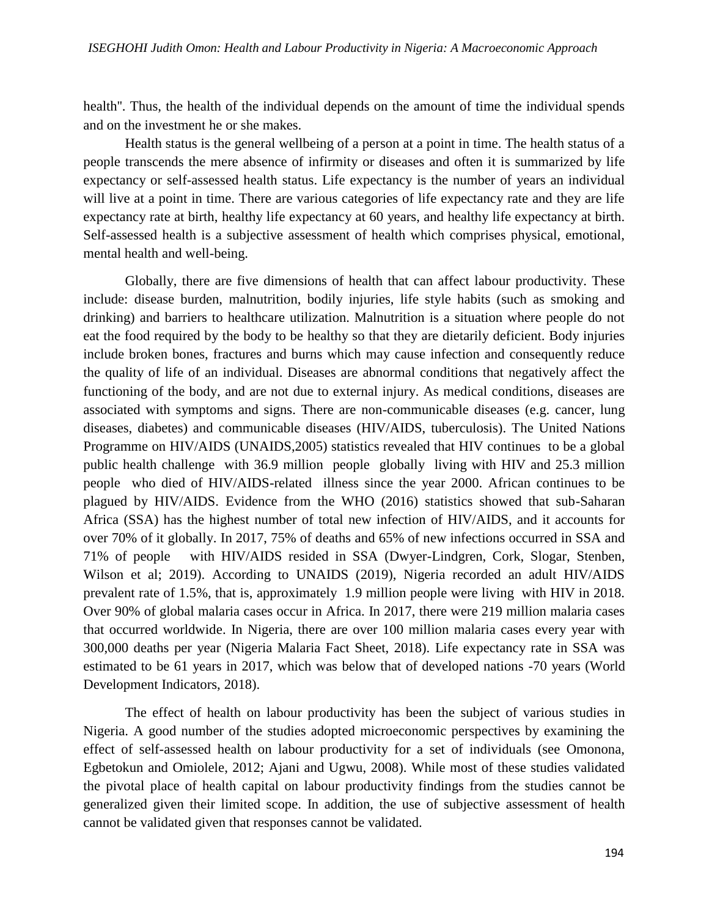health". Thus, the health of the individual depends on the amount of time the individual spends and on the investment he or she makes.

Health status is the general wellbeing of a person at a point in time. The health status of a people transcends the mere absence of infirmity or diseases and often it is summarized by life expectancy or self-assessed health status. Life expectancy is the number of years an individual will live at a point in time. There are various categories of life expectancy rate and they are life expectancy rate at birth, healthy life expectancy at 60 years, and healthy life expectancy at birth. Self-assessed health is a subjective assessment of health which comprises physical, emotional, mental health and well-being.

Globally, there are five dimensions of health that can affect labour productivity. These include: disease burden, malnutrition, bodily injuries, life style habits (such as smoking and drinking) and barriers to healthcare utilization. Malnutrition is a situation where people do not eat the food required by the body to be healthy so that they are dietarily deficient. Body injuries include broken bones, fractures and burns which may cause infection and consequently reduce the quality of life of an individual. Diseases are abnormal conditions that negatively affect the functioning of the body, and are not due to external injury. As medical conditions, diseases are associated with symptoms and signs. There are non-communicable diseases (e.g. cancer, lung diseases, diabetes) and communicable diseases (HIV/AIDS, tuberculosis). The United Nations Programme on HIV/AIDS (UNAIDS,2005) statistics revealed that HIV continues to be a global public health challenge with 36.9 million people globally living with HIV and 25.3 million people who died of HIV/AIDS-related illness since the year 2000. African continues to be plagued by HIV/AIDS. Evidence from the WHO (2016) statistics showed that sub-Saharan Africa (SSA) has the highest number of total new infection of HIV/AIDS, and it accounts for over 70% of it globally. In 2017, 75% of deaths and 65% of new infections occurred in SSA and 71% of people with HIV/AIDS resided in SSA (Dwyer-Lindgren, Cork, Slogar, Stenben, Wilson et al; 2019). According to UNAIDS (2019), Nigeria recorded an adult HIV/AIDS prevalent rate of 1.5%, that is, approximately 1.9 million people were living with HIV in 2018. Over 90% of global malaria cases occur in Africa. In 2017, there were 219 million malaria cases that occurred worldwide. In Nigeria, there are over 100 million malaria cases every year with 300,000 deaths per year (Nigeria Malaria Fact Sheet, 2018). Life expectancy rate in SSA was estimated to be 61 years in 2017, which was below that of developed nations -70 years (World Development Indicators, 2018).

The effect of health on labour productivity has been the subject of various studies in Nigeria. A good number of the studies adopted microeconomic perspectives by examining the effect of self-assessed health on labour productivity for a set of individuals (see Omonona, Egbetokun and Omiolele, 2012; Ajani and Ugwu, 2008). While most of these studies validated the pivotal place of health capital on labour productivity findings from the studies cannot be generalized given their limited scope. In addition, the use of subjective assessment of health cannot be validated given that responses cannot be validated.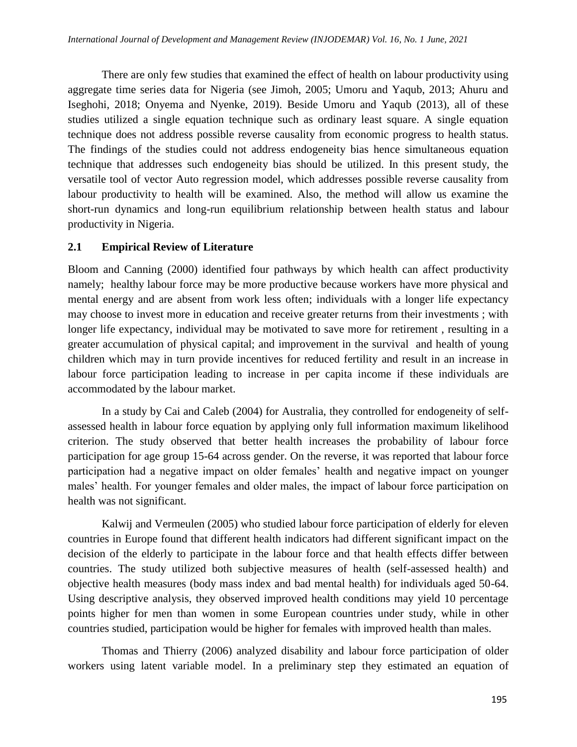There are only few studies that examined the effect of health on labour productivity using aggregate time series data for Nigeria (see Jimoh, 2005; Umoru and Yaqub, 2013; Ahuru and Iseghohi, 2018; Onyema and Nyenke, 2019). Beside Umoru and Yaqub (2013), all of these studies utilized a single equation technique such as ordinary least square. A single equation technique does not address possible reverse causality from economic progress to health status. The findings of the studies could not address endogeneity bias hence simultaneous equation technique that addresses such endogeneity bias should be utilized. In this present study, the versatile tool of vector Auto regression model, which addresses possible reverse causality from labour productivity to health will be examined. Also, the method will allow us examine the short-run dynamics and long-run equilibrium relationship between health status and labour productivity in Nigeria.

## 2.1 Empirical Review of Literature

Bloom and Canning (2000) identified four pathways by which health can affect productivity namely; healthy labour force may be more productive because workers have more physical and mental energy and are absent from work less often; individuals with a longer life expectancy may choose to invest more in education and receive greater returns from their investments ; with longer life expectancy, individual may be motivated to save more for retirement , resulting in a greater accumulation of physical capital; and improvement in the survival and health of young children which may in turn provide incentives for reduced fertility and result in an increase in labour force participation leading to increase in per capita income if these individuals are accommodated by the labour market.

In a study by Cai and Caleb (2004) for Australia, they controlled for endogeneity of self-assessed health in labour force equation by applying only full information maximum likelihood criterion. The study observed that better health increases the probability of labour force participation for age group 15-64 across gender. On the reverse, it was reported that labour force participation had a negative impact on older females' health and negative impact on younger males' health. For younger females and older males, the impact of labour force participation on health was not significant.

Kalwij and Vermeulen (2005) who studied labour force participation of elderly for eleven countries in Europe found that different health indicators had different significant impact on the decision of the elderly to participate in the labour force and that health effects differ between countries. The study utilized both subjective measures of health (self-assessed health) and objective health measures (body mass index and bad mental health) for individuals aged 50-64. Using descriptive analysis, they observed improved health conditions may yield 10 percentage points higher for men than women in some European countries under study, while in other countries studied, participation would be higher for females with improved health than males.

Thomas and Thierry (2006) analyzed disability and labour force participation of older workers using latent variable model. In a preliminary step they estimated an equation of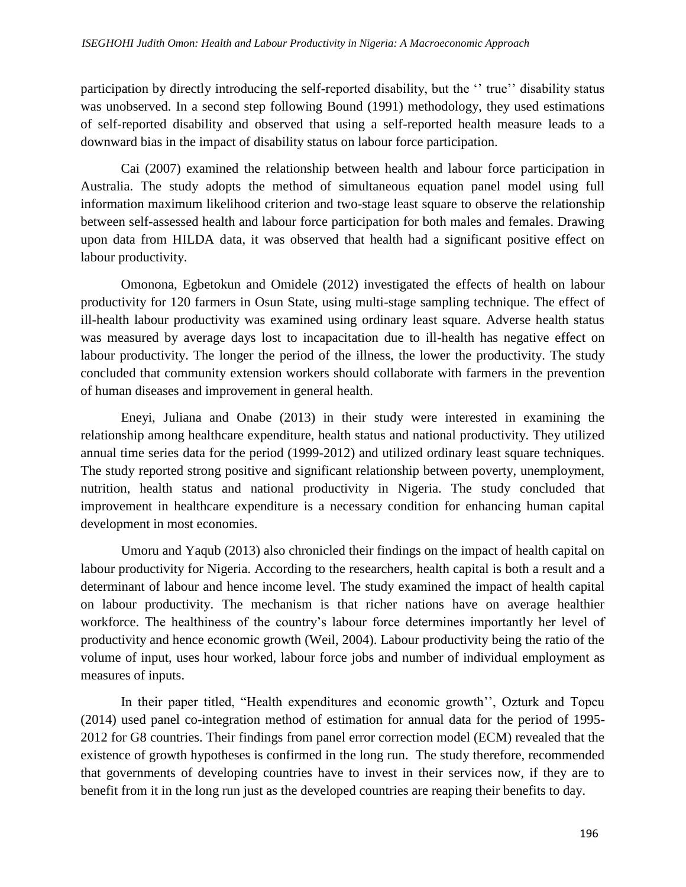participation by directly introducing the self-reported disability, but the '' true'' disability status was unobserved. In a second step following Bound (1991) methodology, they used estimations of self-reported disability and observed that using a self-reported health measure leads to a downward bias in the impact of disability status on labour force participation.

Cai (2007) examined the relationship between health and labour force participation in Australia. The study adopts the method of simultaneous equation panel model using full information maximum likelihood criterion and two-stage least square to observe the relationship between self-assessed health and labour force participation for both males and females. Drawing upon data from HILDA data, it was observed that health had a significant positive effect on labour productivity.

Omonona, Egbetokun and Omidele (2012) investigated the effects of health on labour productivity for 120 farmers in Osun State, using multi-stage sampling technique. The effect of ill-health labour productivity was examined using ordinary least square. Adverse health status was measured by average days lost to incapacitation due to ill-health has negative effect on labour productivity. The longer the period of the illness, the lower the productivity. The study concluded that community extension workers should collaborate with farmers in the prevention of human diseases and improvement in general health.

Eneyi, Juliana and Onabe (2013) in their study were interested in examining the relationship among healthcare expenditure, health status and national productivity. They utilized annual time series data for the period (1999-2012) and utilized ordinary least square techniques. The study reported strong positive and significant relationship between poverty, unemployment, nutrition, health status and national productivity in Nigeria. The study concluded that improvement in healthcare expenditure is a necessary condition for enhancing human capital development in most economies.

Umoru and Yaqub (2013) also chronicled their findings on the impact of health capital on labour productivity for Nigeria. According to the researchers, health capital is both a result and a determinant of labour and hence income level. The study examined the impact of health capital on labour productivity. The mechanism is that richer nations have on average healthier workforce. The healthiness of the country's labour force determines importantly her level of productivity and hence economic growth (Weil, 2004). Labour productivity being the ratio of the volume of input, uses hour worked, labour force jobs and number of individual employment as measures of inputs.

In their paper titled, "Health expenditures and economic growth'', Ozturk and Topcu (2014) used panel co-integration method of estimation for annual data for the period of 1995-2012 for G8 countries. Their findings from panel error correction model (ECM) revealed that the existence of growth hypotheses is confirmed in the long run. The study therefore, recommended that governments of developing countries have to invest in their services now, if they are to benefit from it in the long run just as the developed countries are reaping their benefits to day.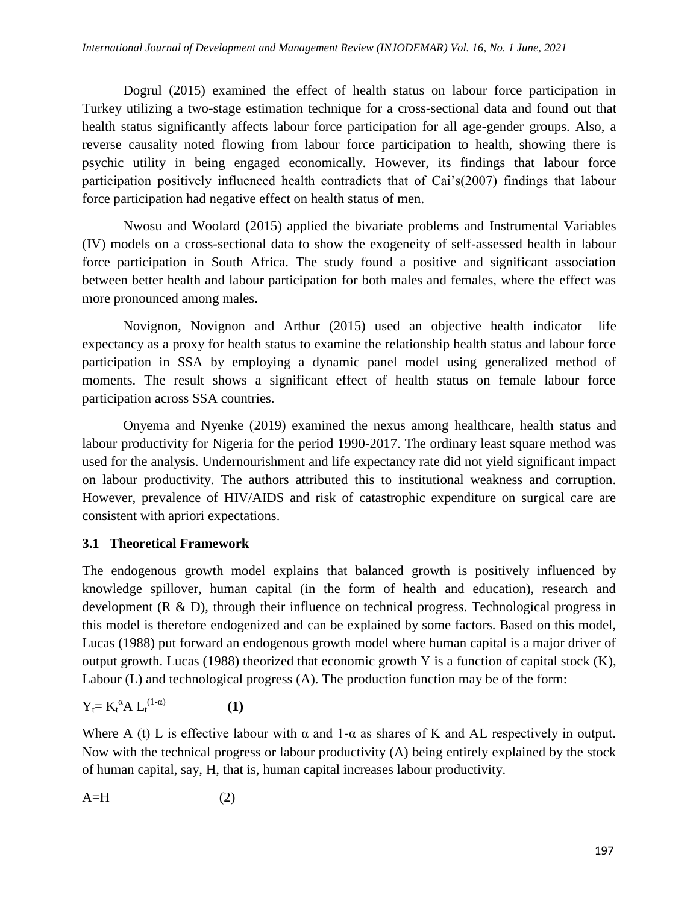Dogrul (2015) examined the effect of health status on labour force participation in Turkey utilizing a two-stage estimation technique for a cross-sectional data and found out that health status significantly affects labour force participation for all age-gender groups. Also, a reverse causality noted flowing from labour force participation to health, showing there is psychic utility in being engaged economically. However, its findings that labour force participation positively influenced health contradicts that of Cai's(2007) findings that labour force participation had negative effect on health status of men.

Nwosu and Woolard (2015) applied the bivariate problems and Instrumental Variables (IV) models on a cross-sectional data to show the exogeneity of self-assessed health in labour force participation in South Africa. The study found a positive and significant association between better health and labour participation for both males and females, where the effect was more pronounced among males.

Novignon, Novignon and Arthur (2015) used an objective health indicator –life expectancy as a proxy for health status to examine the relationship health status and labour force participation in SSA by employing a dynamic panel model using generalized method of moments. The result shows a significant effect of health status on female labour force participation across SSA countries.

Onyema and Nyenke (2019) examined the nexus among healthcare, health status and labour productivity for Nigeria for the period 1990-2017. The ordinary least square method was used for the analysis. Undernourishment and life expectancy rate did not yield significant impact on labour productivity. The authors attributed this to institutional weakness and corruption. However, prevalence of HIV/AIDS and risk of catastrophic expenditure on surgical care are consistent with apriori expectations.

### 3.1 Theoretical Framework

The endogenous growth model explains that balanced growth is positively influenced by knowledge spillover, human capital (in the form of health and education), research and development (R & D), through their influence on technical progress. Technological progress in this model is therefore endogenized and can be explained by some factors. Based on this model, Lucas (1988) put forward an endogenous growth model where human capital is a major driver of output growth. Lucas (1988) theorized that economic growth Y is a function of capital stock (K), Labour (L) and technological progress (A). The production function may be of the form:

$$Y_t = K_t^{\alpha} A \, L_t^{(1-\alpha)} \qquad \textbf{(1)}$$

Where A (t) L is effective labour with $\alpha$ and $1-\alpha$ as shares of K and AL respectively in output. Now with the technical progress or labour productivity (A) being entirely explained by the stock of human capital, say, H, that is, human capital increases labour productivity.

$$A = H \qquad (2)$$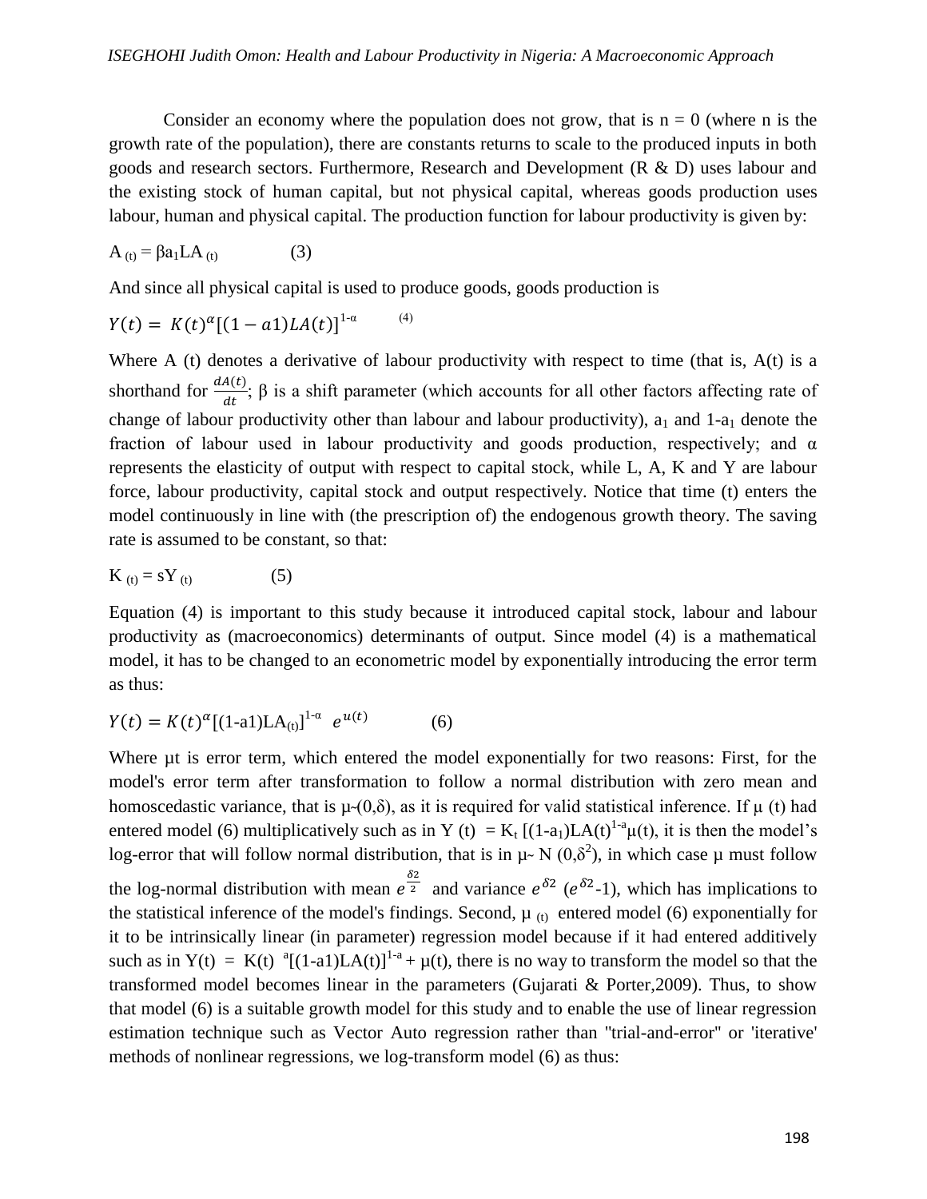Consider an economy where the population does not grow, that is $n = 0$ (where n is the growth rate of the population), there are constants returns to scale to the produced inputs in both goods and research sectors. Furthermore, Research and Development (R & D) uses labour and the existing stock of human capital, but not physical capital, whereas goods production uses labour, human and physical capital. The production function for labour productivity is given by:

$$A_{(t)} = \beta a_1 LA_{(t)} \qquad (3)$$

And since all physical capital is used to produce goods, goods production is

$$Y(t) = K(t)^{\alpha}[(1 - a1)LA(t)]^{1-\alpha} \qquad (4)$$

Where A (t) denotes a derivative of labour productivity with respect to time (that is, A(t) is a shorthand for $\frac{dA(t)}{dt}$; β is a shift parameter (which accounts for all other factors affecting rate of change of labour productivity other than labour and labour productivity), $a_1$ and $1\text{-}a_1$ denote the fraction of labour used in labour productivity and goods production, respectively; and α represents the elasticity of output with respect to capital stock, while L, A, K and Y are labour force, labour productivity, capital stock and output respectively. Notice that time (t) enters the model continuously in line with (the prescription of) the endogenous growth theory. The saving rate is assumed to be constant, so that:

$$K_{(t)} = sY_{(t)} \qquad (5)$$

Equation (4) is important to this study because it introduced capital stock, labour and labour productivity as (macroeconomics) determinants of output. Since model (4) is a mathematical model, it has to be changed to an econometric model by exponentially introducing the error term as thus:

$$Y(t) = K(t)^{\alpha}[(1\text{-}a1)LA_{(t)}]^{1-\alpha}\ e^{u(t)} \qquad (6)$$

Where µt is error term, which entered the model exponentially for two reasons: First, for the model's error term after transformation to follow a normal distribution with zero mean and homoscedastic variance, that is µ~(0,δ), as it is required for valid statistical inference. If µ (t) had entered model (6) multiplicatively such as in $Y(t) = K_t[(1\text{-}a_1)LA(t)^{1\text{-}a}\mu(t)$, it is then the model's log-error that will follow normal distribution, that is in $\mu \sim N(0,\delta^2)$, in which case µ must follow the log-normal distribution with mean $e^{\frac{\delta 2}{2}}$ and variance $e^{\delta 2}$ ($e^{\delta 2}$-1), which has implications to the statistical inference of the model's findings. Second, $\mu_{(t)}$ entered model (6) exponentially for it to be intrinsically linear (in parameter) regression model because if it had entered additively such as in $Y(t) = K(t)^{a}[(1\text{-}a1)LA(t)]^{1\text{-}a} + \mu(t)$, there is no way to transform the model so that the transformed model becomes linear in the parameters (Gujarati & Porter,2009). Thus, to show that model (6) is a suitable growth model for this study and to enable the use of linear regression estimation technique such as Vector Auto regression rather than "trial-and-error" or 'iterative' methods of nonlinear regressions, we log-transform model (6) as thus: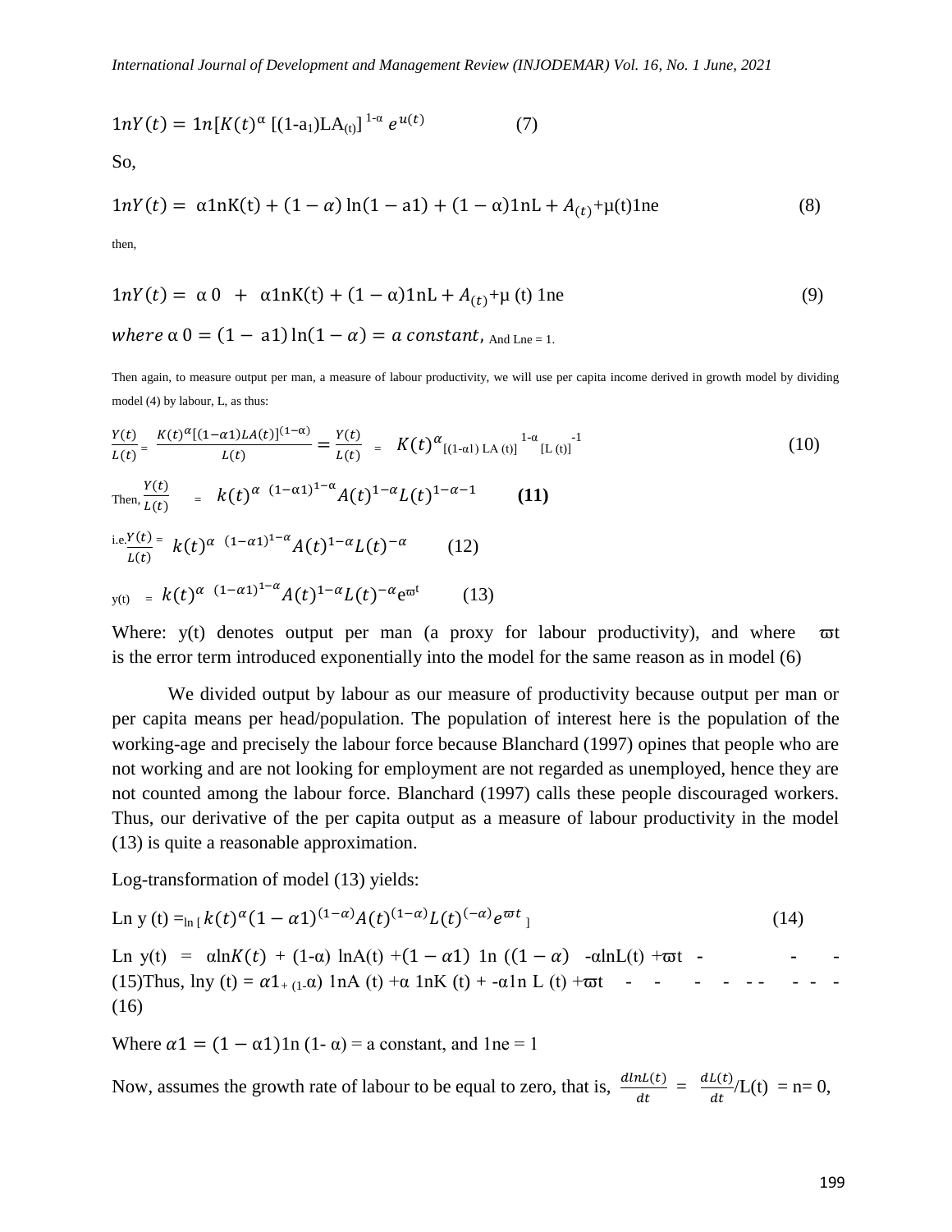$$1nY(t) = 1n[K(t)^{\alpha} [(1\text{-}a_1)LA_{(t)}]^{1\text{-}\alpha} e^{u(t)} \qquad (7)$$

So,

$$1nY(t) = \alpha 1nK(t) + (1-\alpha)\ln(1-a1) + (1-\alpha)1nL + A_{(t)} + \mu(t)1ne \qquad (8)$$

then,

$$1nY(t) = \alpha 0 + \alpha 1nK(t) + (1-\alpha)1nL + A_{(t)} + \mu\,(t)\,1ne \qquad (9)$$

$where\ \alpha\ 0 = (1 - a1)\ln(1-\alpha) = a\ constant,$ And Lne = 1.

Then again, to measure output per man, a measure of labour productivity, we will use per capita income derived in growth model by dividing model (4) by labour, L, as thus:

$$\frac{Y(t)}{L(t)} = \frac{K(t)^{\alpha}[(1-\alpha 1)LA(t)]^{(1-\alpha)}}{L(t)} = \frac{Y(t)}{L(t)} = K(t)^{\alpha}{}_{[(1\text{-}\alpha 1)\,LA\,(t)]}{}^{1\text{-}\alpha}{}_{[L\,(t)]}{}^{-1} \qquad (10)$$

$$\text{Then, } \frac{Y(t)}{L(t)} = k(t)^{\alpha}\ (1-\alpha 1)^{1-\alpha} A(t)^{1-\alpha} L(t)^{1-\alpha-1} \qquad \textbf{(11)}$$

$$\text{i.e.} \frac{Y(t)}{L(t)} = k(t)^{\alpha}\ (1-\alpha 1)^{1-\alpha} A(t)^{1-\alpha} L(t)^{-\alpha} \qquad (12)$$

$$y(t) = k(t)^{\alpha}\ (1-\alpha 1)^{1-\alpha} A(t)^{1-\alpha} L(t)^{-\alpha} e^{\varpi t} \qquad (13)$$

Where: y(t) denotes output per man (a proxy for labour productivity), and where $\varpi t$ is the error term introduced exponentially into the model for the same reason as in model (6)

We divided output by labour as our measure of productivity because output per man or per capita means per head/population. The population of interest here is the population of the working-age and precisely the labour force because Blanchard (1997) opines that people who are not working and are not looking for employment are not regarded as unemployed, hence they are not counted among the labour force. Blanchard (1997) calls these people discouraged workers. Thus, our derivative of the per capita output as a measure of labour productivity in the model (13) is quite a reasonable approximation.

Log-transformation of model (13) yields:

$$\text{Ln } y\,(t) = \ln\left[\, k(t)^{\alpha}(1-\alpha 1)^{(1-\alpha)} A(t)^{(1-\alpha)} L(t)^{(-\alpha)} e^{\varpi t}\,\right] \qquad (14)$$

Ln y(t) = $\alpha \ln K(t)$ + (1-α) lnA(t) +$(1-\alpha 1)$ 1n ($(1-\alpha)$ -αlnL(t) +$\varpi$t - - - (15)Thus, lny (t) = $\alpha 1$ + (1-α) 1nA (t) +α 1nK (t) + -α1n L (t) +$\varpi$t - - - - - - - - - - (16)

Where $\alpha 1 = (1-\alpha 1)$1n (1- α) = a constant, and 1ne = 1

Now, assumes the growth rate of labour to be equal to zero, that is, $\frac{dlnL(t)}{dt} = \frac{dL(t)}{dt}$/L(t) = n= 0,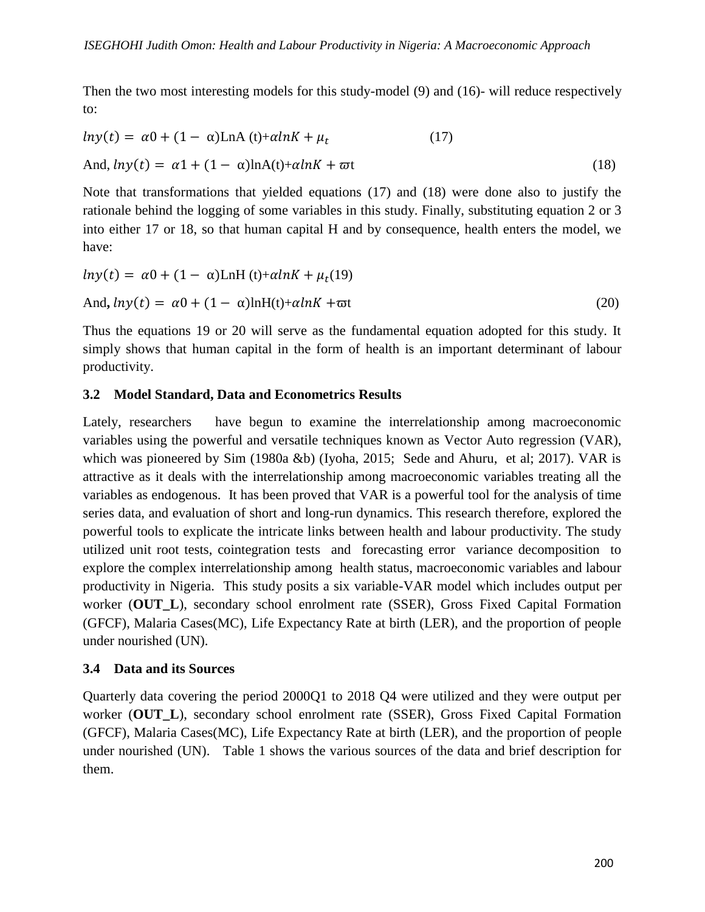Then the two most interesting models for this study-model (9) and (16)- will reduce respectively to:

$$lny(t) = \alpha 0 + (1 - \alpha)\text{LnA}(t) + \alpha lnK + \mu_t \quad (17)$$

And, $lny(t) = \alpha 1 + (1 - \alpha)\text{lnA}(t) + \alpha lnK + \varpi t \quad (18)$

Note that transformations that yielded equations (17) and (18) were done also to justify the rationale behind the logging of some variables in this study. Finally, substituting equation 2 or 3 into either 17 or 18, so that human capital H and by consequence, health enters the model, we have:

$$lny(t) = \alpha 0 + (1 - \alpha)\text{LnH}(t) + \alpha lnK + \mu_t \quad (19)$$

**And,** $lny(t) = \alpha 0 + (1 - \alpha)\text{lnH}(t) + \alpha lnK + \varpi t \quad (20)$

Thus the equations 19 or 20 will serve as the fundamental equation adopted for this study. It simply shows that human capital in the form of health is an important determinant of labour productivity.

### 3.2 Model Standard, Data and Econometrics Results

Lately, researchers have begun to examine the interrelationship among macroeconomic variables using the powerful and versatile techniques known as Vector Auto regression (VAR), which was pioneered by Sim (1980a &b) (Iyoha, 2015; Sede and Ahuru, et al; 2017). VAR is attractive as it deals with the interrelationship among macroeconomic variables treating all the variables as endogenous. It has been proved that VAR is a powerful tool for the analysis of time series data, and evaluation of short and long-run dynamics. This research therefore, explored the powerful tools to explicate the intricate links between health and labour productivity. The study utilized unit root tests, cointegration tests and forecasting error variance decomposition to explore the complex interrelationship among health status, macroeconomic variables and labour productivity in Nigeria. This study posits a six variable-VAR model which includes output per worker (**OUT_L**), secondary school enrolment rate (SSER), Gross Fixed Capital Formation (GFCF), Malaria Cases(MC), Life Expectancy Rate at birth (LER), and the proportion of people under nourished (UN).

### 3.4 Data and its Sources

Quarterly data covering the period 2000Q1 to 2018 Q4 were utilized and they were output per worker (**OUT_L**), secondary school enrolment rate (SSER), Gross Fixed Capital Formation (GFCF), Malaria Cases(MC), Life Expectancy Rate at birth (LER), and the proportion of people under nourished (UN). Table 1 shows the various sources of the data and brief description for them.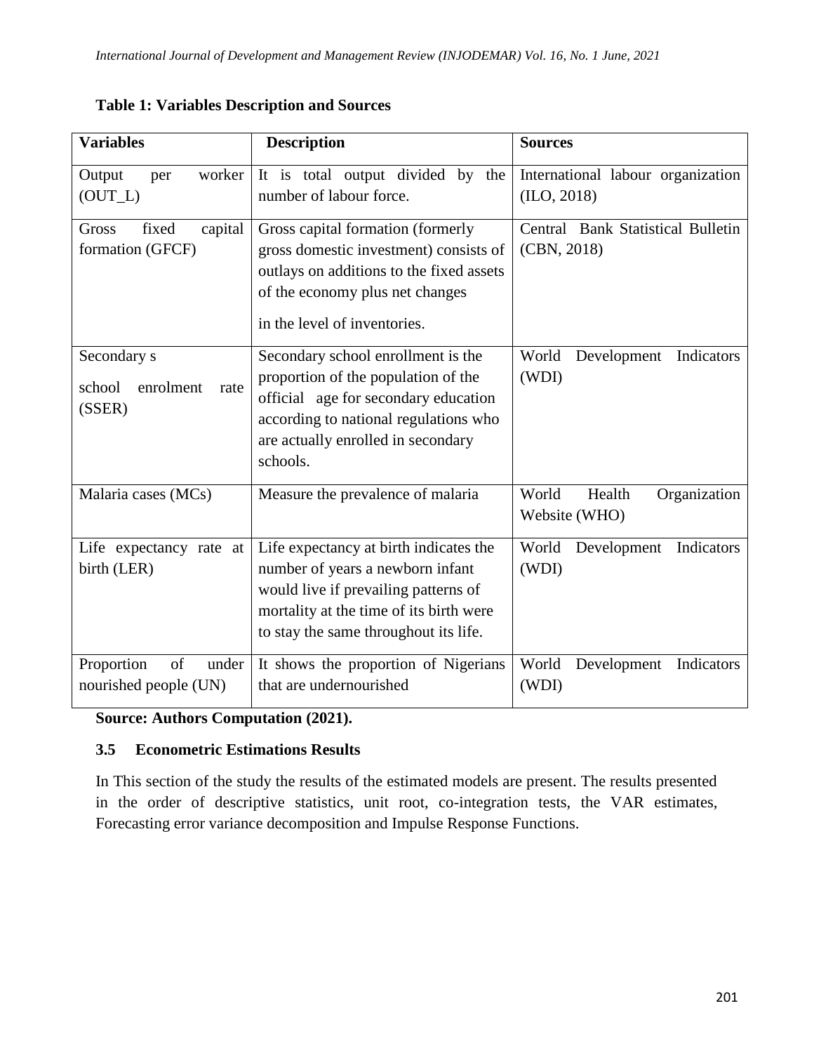**Table 1: Variables Description and Sources**

| Variables | Description | Sources |
|---|---|---|
| Output per worker (OUT_L) | It is total output divided by the number of labour force. | International labour organization (ILO, 2018) |
| Gross fixed capital formation (GFCF) | Gross capital formation (formerly gross domestic investment) consists of outlays on additions to the fixed assets of the economy plus net changes in the level of inventories. | Central Bank Statistical Bulletin (CBN, 2018) |
| Secondary s school enrolment rate (SSER) | Secondary school enrollment is the proportion of the population of the official age for secondary education according to national regulations who are actually enrolled in secondary schools. | World Development Indicators (WDI) |
| Malaria cases (MCs) | Measure the prevalence of malaria | World Health Organization Website (WHO) |
| Life expectancy rate at birth (LER) | Life expectancy at birth indicates the number of years a newborn infant would live if prevailing patterns of mortality at the time of its birth were to stay the same throughout its life. | World Development Indicators (WDI) |
| Proportion of under nourished people (UN) | It shows the proportion of Nigerians that are undernourished | World Development Indicators (WDI) |

**Source: Authors Computation (2021).**

### 3.5 Econometric Estimations Results

In This section of the study the results of the estimated models are present. The results presented in the order of descriptive statistics, unit root, co-integration tests, the VAR estimates, Forecasting error variance decomposition and Impulse Response Functions.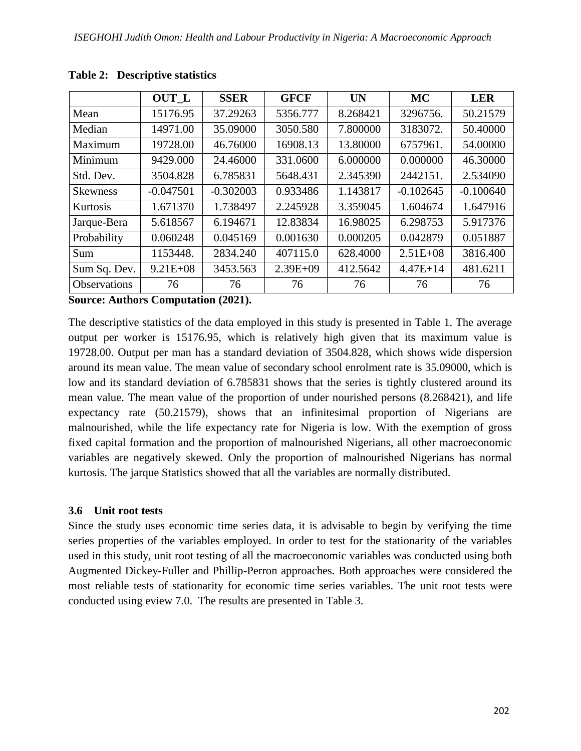**Table 2: Descriptive statistics**

| | OUT_L | SSER | GFCF | UN | MC | LER |
|---|---|---|---|---|---|---|
| Mean | 15176.95 | 37.29263 | 5356.777 | 8.268421 | 3296756. | 50.21579 |
| Median | 14971.00 | 35.09000 | 3050.580 | 7.800000 | 3183072. | 50.40000 |
| Maximum | 19728.00 | 46.76000 | 16908.13 | 13.80000 | 6757961. | 54.00000 |
| Minimum | 9429.000 | 24.46000 | 331.0600 | 6.000000 | 0.000000 | 46.30000 |
| Std. Dev. | 3504.828 | 6.785831 | 5648.431 | 2.345390 | 2442151. | 2.534090 |
| Skewness | -0.047501 | -0.302003 | 0.933486 | 1.143817 | -0.102645 | -0.100640 |
| Kurtosis | 1.671370 | 1.738497 | 2.245928 | 3.359045 | 1.604674 | 1.647916 |
| Jarque-Bera | 5.618567 | 6.194671 | 12.83834 | 16.98025 | 6.298753 | 5.917376 |
| Probability | 0.060248 | 0.045169 | 0.001630 | 0.000205 | 0.042879 | 0.051887 |
| Sum | 1153448. | 2834.240 | 407115.0 | 628.4000 | 2.51E+08 | 3816.400 |
| Sum Sq. Dev. | 9.21E+08 | 3453.563 | 2.39E+09 | 412.5642 | 4.47E+14 | 481.6211 |
| Observations | 76 | 76 | 76 | 76 | 76 | 76 |

**Source: Authors Computation (2021).**

The descriptive statistics of the data employed in this study is presented in Table 1. The average output per worker is 15176.95, which is relatively high given that its maximum value is 19728.00. Output per man has a standard deviation of 3504.828, which shows wide dispersion around its mean value. The mean value of secondary school enrolment rate is 35.09000, which is low and its standard deviation of 6.785831 shows that the series is tightly clustered around its mean value. The mean value of the proportion of under nourished persons (8.268421), and life expectancy rate (50.21579), shows that an infinitesimal proportion of Nigerians are malnourished, while the life expectancy rate for Nigeria is low. With the exemption of gross fixed capital formation and the proportion of malnourished Nigerians, all other macroeconomic variables are negatively skewed. Only the proportion of malnourished Nigerians has normal kurtosis. The jarque Statistics showed that all the variables are normally distributed.

### 3.6 Unit root tests

Since the study uses economic time series data, it is advisable to begin by verifying the time series properties of the variables employed. In order to test for the stationarity of the variables used in this study, unit root testing of all the macroeconomic variables was conducted using both Augmented Dickey-Fuller and Phillip-Perron approaches. Both approaches were considered the most reliable tests of stationarity for economic time series variables. The unit root tests were conducted using eview 7.0. The results are presented in Table 3.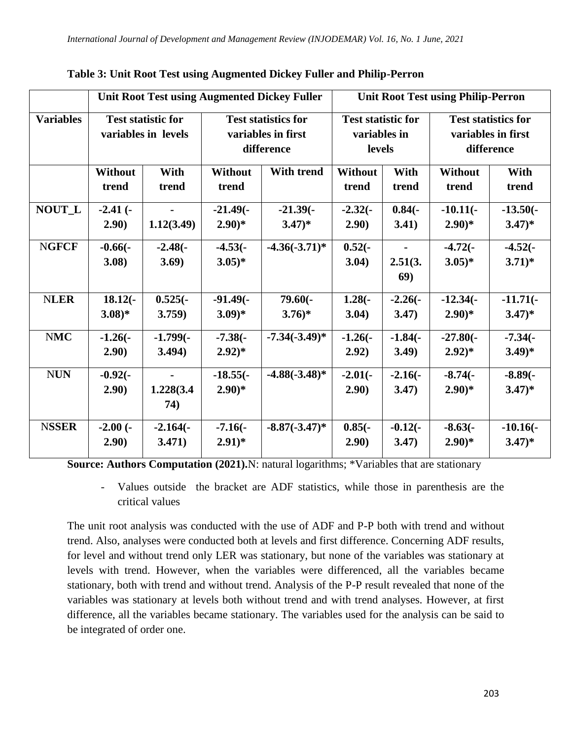**Table 3: Unit Root Test using Augmented Dickey Fuller and Philip-Perron**

| | Unit Root Test using Augmented Dickey Fuller | | | | Unit Root Test using Philip-Perron | | | |
|---|---|---|---|---|---|---|---|---|
| **Variables** | **Test statistic for variables in levels** | | **Test statistics for variables in first difference** | | **Test statistic for variables in levels** | | **Test statistics for variables in first difference** | |
| | **Without trend** | **With trend** | **Without trend** | **With trend** | **Without trend** | **With trend** | **Without trend** | **With trend** |
| **NOUT_L** | **-2.41 (-2.90)** | **-1.12(3.49)** | **-21.49(-2.90)*** | **-21.39(-3.47)*** | **-2.32(-2.90)** | **0.84(-3.41)** | **-10.11(-2.90)*** | **-13.50(-3.47)*** |
| **NGFCF** | **-0.66(-3.08)** | **-2.48(-3.69)** | **-4.53(-3.05)*** | **-4.36(-3.71)*** | **0.52(-3.04)** | **-2.51(3.69)** | **-4.72(-3.05)*** | **-4.52(-3.71)*** |
| **NLER** | **18.12(-3.08)*** | **0.525(-3.759)** | **-91.49(-3.09)*** | **79.60(-3.76)*** | **1.28(-3.04)** | **-2.26(-3.47)** | **-12.34(-2.90)*** | **-11.71(-3.47)*** |
| **NMC** | **-1.26(-2.90)** | **-1.799(-3.494)** | **-7.38(-2.92)*** | **-7.34(-3.49)*** | **-1.26(-2.92)** | **-1.84(-3.49)** | **-27.80(-2.92)*** | **-7.34(-3.49)*** |
| **NUN** | **-0.92(-2.90)** | **-1.228(3.474)** | **-18.55(-2.90)*** | **-4.88(-3.48)*** | **-2.01(-2.90)** | **-2.16(-3.47)** | **-8.74(-2.90)*** | **-8.89(-3.47)*** |
| **NSSER** | **-2.00 (-2.90)** | **-2.164(-3.471)** | **-7.16(-2.91)*** | **-8.87(-3.47)*** | **0.85(-2.90)** | **-0.12(-3.47)** | **-8.63(-2.90)*** | **-10.16(-3.47)*** |

**Source: Authors Computation (2021).** N: natural logarithms; *Variables that are stationary

- Values outside the bracket are ADF statistics, while those in parenthesis are the critical values

The unit root analysis was conducted with the use of ADF and P-P both with trend and without trend. Also, analyses were conducted both at levels and first difference. Concerning ADF results, for level and without trend only LER was stationary, but none of the variables was stationary at levels with trend. However, when the variables were differenced, all the variables became stationary, both with trend and without trend. Analysis of the P-P result revealed that none of the variables was stationary at levels both without trend and with trend analyses. However, at first difference, all the variables became stationary. The variables used for the analysis can be said to be integrated of order one.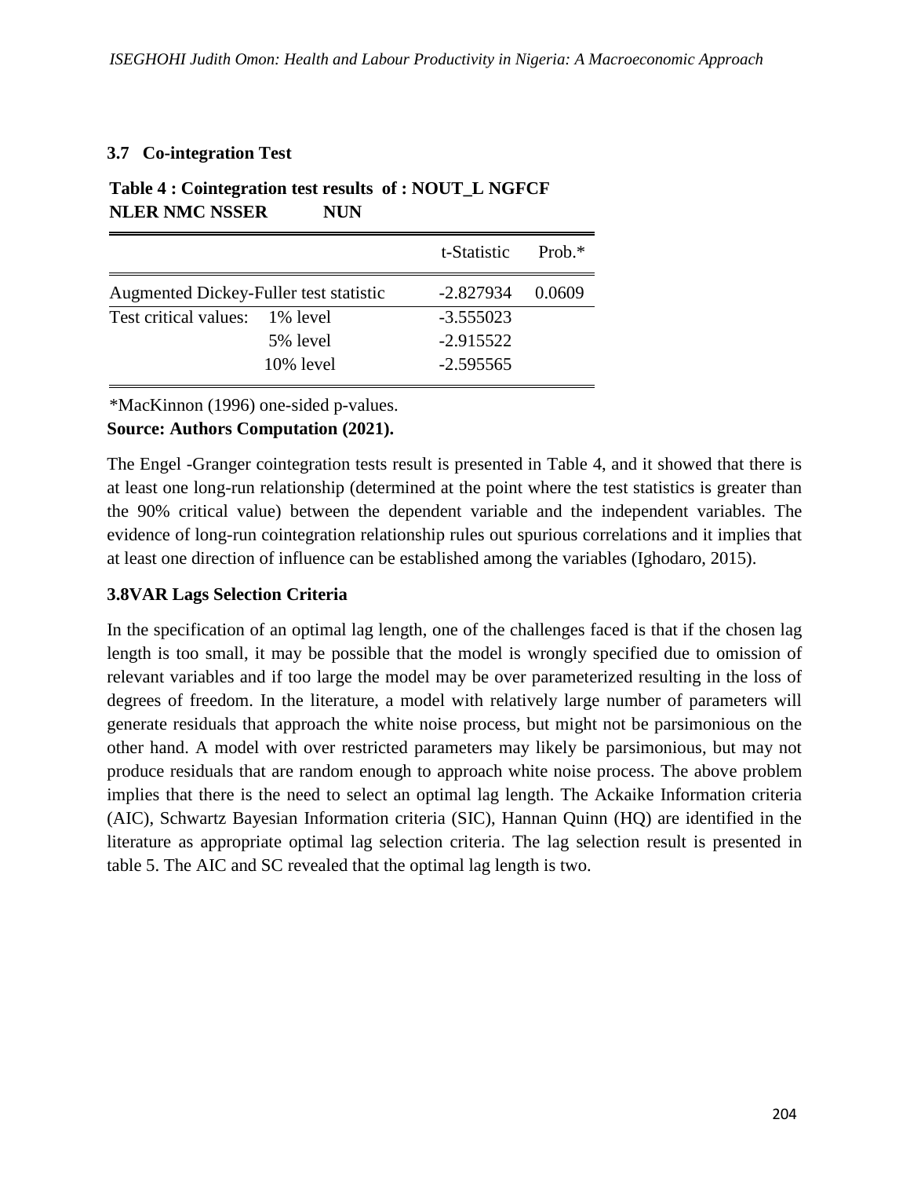### 3.7 Co-integration Test

**Table 4 : Cointegration test results of : NOUT_L NGFCF NLER NMC NSSER NUN**

| | | t-Statistic | Prob.* |
|---|---|---|---|
| Augmented Dickey-Fuller test statistic | | -2.827934 | 0.0609 |
| Test critical values: | 1% level | -3.555023 | |
| | 5% level | -2.915522 | |
| | 10% level | -2.595565 | |

*MacKinnon (1996) one-sided p-values.

**Source: Authors Computation (2021).**

The Engel -Granger cointegration tests result is presented in Table 4, and it showed that there is at least one long-run relationship (determined at the point where the test statistics is greater than the 90% critical value) between the dependent variable and the independent variables. The evidence of long-run cointegration relationship rules out spurious correlations and it implies that at least one direction of influence can be established among the variables (Ighodaro, 2015).

### 3.8VAR Lags Selection Criteria

In the specification of an optimal lag length, one of the challenges faced is that if the chosen lag length is too small, it may be possible that the model is wrongly specified due to omission of relevant variables and if too large the model may be over parameterized resulting in the loss of degrees of freedom. In the literature, a model with relatively large number of parameters will generate residuals that approach the white noise process, but might not be parsimonious on the other hand. A model with over restricted parameters may likely be parsimonious, but may not produce residuals that are random enough to approach white noise process. The above problem implies that there is the need to select an optimal lag length. The Ackaike Information criteria (AIC), Schwartz Bayesian Information criteria (SIC), Hannan Quinn (HQ) are identified in the literature as appropriate optimal lag selection criteria. The lag selection result is presented in table 5. The AIC and SC revealed that the optimal lag length is two.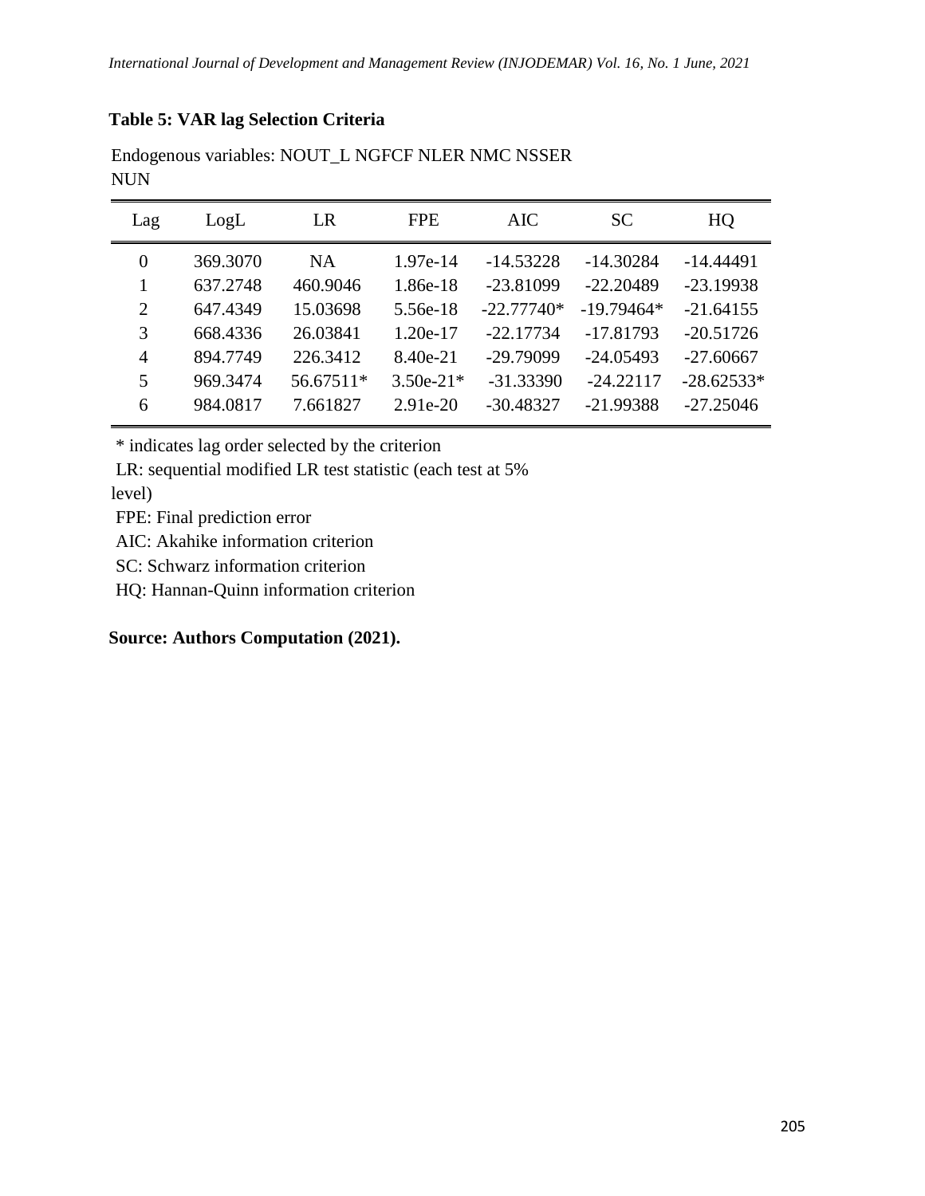**Table 5: VAR lag Selection Criteria**

Endogenous variables: NOUT_L NGFCF NLER NMC NSSER NUN

| Lag | LogL | LR | FPE | AIC | SC | HQ |
|---|---|---|---|---|---|---|
| 0 | 369.3070 | NA | 1.97e-14 | -14.53228 | -14.30284 | -14.44491 |
| 1 | 637.2748 | 460.9046 | 1.86e-18 | -23.81099 | -22.20489 | -23.19938 |
| 2 | 647.4349 | 15.03698 | 5.56e-18 | -22.77740* | -19.79464* | -21.64155 |
| 3 | 668.4336 | 26.03841 | 1.20e-17 | -22.17734 | -17.81793 | -20.51726 |
| 4 | 894.7749 | 226.3412 | 8.40e-21 | -29.79099 | -24.05493 | -27.60667 |
| 5 | 969.3474 | 56.67511* | 3.50e-21* | -31.33390 | -24.22117 | -28.62533* |
| 6 | 984.0817 | 7.661827 | 2.91e-20 | -30.48327 | -21.99388 | -27.25046 |

* indicates lag order selected by the criterion

LR: sequential modified LR test statistic (each test at 5% level)

FPE: Final prediction error

AIC: Akahike information criterion

SC: Schwarz information criterion

HQ: Hannan-Quinn information criterion

**Source: Authors Computation (2021).**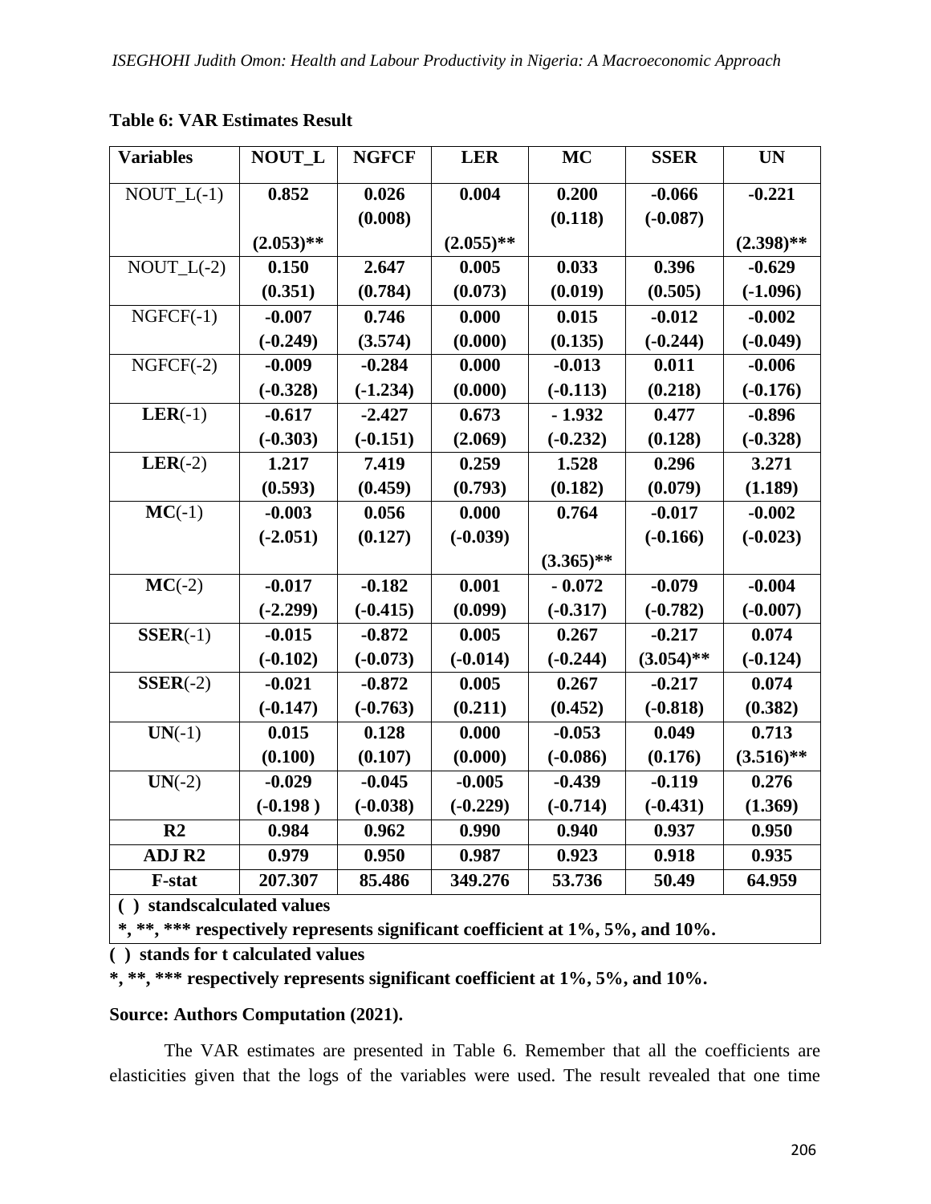**Table 6: VAR Estimates Result**

| Variables | NOUT_L | NGFCF | LER | MC | SSER | UN |
|---|---|---|---|---|---|---|
| NOUT_L(-1) | **0.852** (2.053)** | **0.026** (0.008) | **0.004** (2.055)** | **0.200** (0.118) | **-0.066** (-0.087) | **-0.221** (2.398)** |
| NOUT_L(-2) | **0.150** (0.351) | **2.647** (0.784) | **0.005** (0.073) | **0.033** (0.019) | **0.396** (0.505) | **-0.629** (-1.096) |
| NGFCF(-1) | **-0.007** (-0.249) | **0.746** (3.574) | **0.000** (0.000) | **0.015** (0.135) | **-0.012** (-0.244) | **-0.002** (-0.049) |
| NGFCF(-2) | **-0.009** (-0.328) | **-0.284** (-1.234) | **0.000** (0.000) | **-0.013** (-0.113) | **0.011** (0.218) | **-0.006** (-0.176) |
| **LER**(-1) | **-0.617** (-0.303) | **-2.427** (-0.151) | **0.673** (2.069) | **- 1.932** (-0.232) | **0.477** (0.128) | **-0.896** (-0.328) |
| **LER**(-2) | **1.217** (0.593) | **7.419** (0.459) | **0.259** (0.793) | **1.528** (0.182) | **0.296** (0.079) | **3.271** (1.189) |
| **MC**(-1) | **-0.003** (-2.051) | **0.056** (0.127) | **0.000** (-0.039) | **0.764** (3.365)** | **-0.017** (-0.166) | **-0.002** (-0.023) |
| **MC**(-2) | **-0.017** (-2.299) | **-0.182** (-0.415) | **0.001** (0.099) | **- 0.072** (-0.317) | **-0.079** (-0.782) | **-0.004** (-0.007) |
| **SSER**(-1) | **-0.015** (-0.102) | **-0.872** (-0.073) | **0.005** (-0.014) | **0.267** (-0.244) | **-0.217** (3.054)** | **0.074** (-0.124) |
| **SSER**(-2) | **-0.021** (-0.147) | **-0.872** (-0.763) | **0.005** (0.211) | **0.267** (0.452) | **-0.217** (-0.818) | **0.074** (0.382) |
| **UN**(-1) | **0.015** (0.100) | **0.128** (0.107) | **0.000** (0.000) | **-0.053** (-0.086) | **0.049** (0.176) | **0.713** (3.516)** |
| **UN**(-2) | **-0.029** (-0.198 ) | **-0.045** (-0.038) | **-0.005** (-0.229) | **-0.439** (-0.714) | **-0.119** (-0.431) | **0.276** (1.369) |
| **R2** | **0.984** | **0.962** | **0.990** | **0.940** | **0.937** | **0.950** |
| **ADJ R2** | **0.979** | **0.950** | **0.987** | **0.923** | **0.918** | **0.935** |
| **F-stat** | **207.307** | **85.486** | **349.276** | **53.736** | **50.49** | **64.959** |

**( ) standscalculated values**

**\*, \*\*, \*\*\* respectively represents significant coefficient at 1%, 5%, and 10%.**

**( ) stands for t calculated values**

**\*, \*\*, \*\*\* respectively represents significant coefficient at 1%, 5%, and 10%.**

**Source: Authors Computation (2021).**

The VAR estimates are presented in Table 6. Remember that all the coefficients are elasticities given that the logs of the variables were used. The result revealed that one time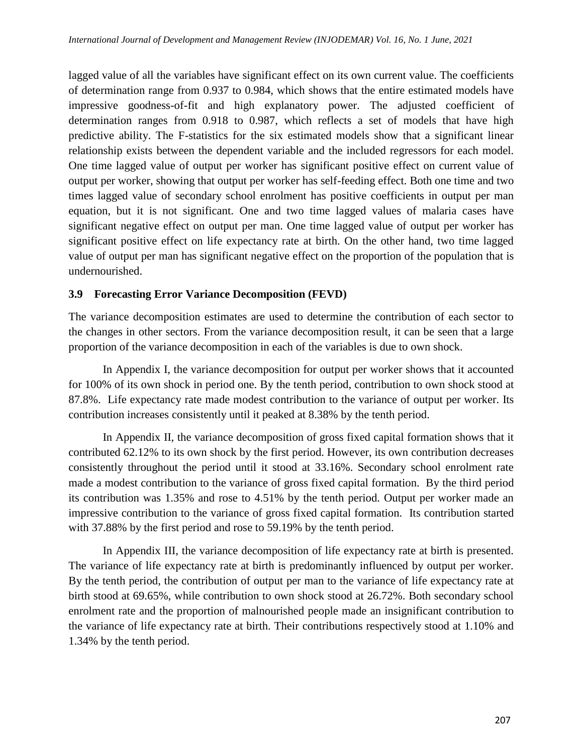lagged value of all the variables have significant effect on its own current value. The coefficients of determination range from 0.937 to 0.984, which shows that the entire estimated models have impressive goodness-of-fit and high explanatory power. The adjusted coefficient of determination ranges from 0.918 to 0.987, which reflects a set of models that have high predictive ability. The F-statistics for the six estimated models show that a significant linear relationship exists between the dependent variable and the included regressors for each model. One time lagged value of output per worker has significant positive effect on current value of output per worker, showing that output per worker has self-feeding effect. Both one time and two times lagged value of secondary school enrolment has positive coefficients in output per man equation, but it is not significant. One and two time lagged values of malaria cases have significant negative effect on output per man. One time lagged value of output per worker has significant positive effect on life expectancy rate at birth. On the other hand, two time lagged value of output per man has significant negative effect on the proportion of the population that is undernourished.

### 3.9 Forecasting Error Variance Decomposition (FEVD)

The variance decomposition estimates are used to determine the contribution of each sector to the changes in other sectors. From the variance decomposition result, it can be seen that a large proportion of the variance decomposition in each of the variables is due to own shock.

In Appendix I, the variance decomposition for output per worker shows that it accounted for 100% of its own shock in period one. By the tenth period, contribution to own shock stood at 87.8%. Life expectancy rate made modest contribution to the variance of output per worker. Its contribution increases consistently until it peaked at 8.38% by the tenth period.

In Appendix II, the variance decomposition of gross fixed capital formation shows that it contributed 62.12% to its own shock by the first period. However, its own contribution decreases consistently throughout the period until it stood at 33.16%. Secondary school enrolment rate made a modest contribution to the variance of gross fixed capital formation. By the third period its contribution was 1.35% and rose to 4.51% by the tenth period. Output per worker made an impressive contribution to the variance of gross fixed capital formation. Its contribution started with 37.88% by the first period and rose to 59.19% by the tenth period.

In Appendix III, the variance decomposition of life expectancy rate at birth is presented. The variance of life expectancy rate at birth is predominantly influenced by output per worker. By the tenth period, the contribution of output per man to the variance of life expectancy rate at birth stood at 69.65%, while contribution to own shock stood at 26.72%. Both secondary school enrolment rate and the proportion of malnourished people made an insignificant contribution to the variance of life expectancy rate at birth. Their contributions respectively stood at 1.10% and 1.34% by the tenth period.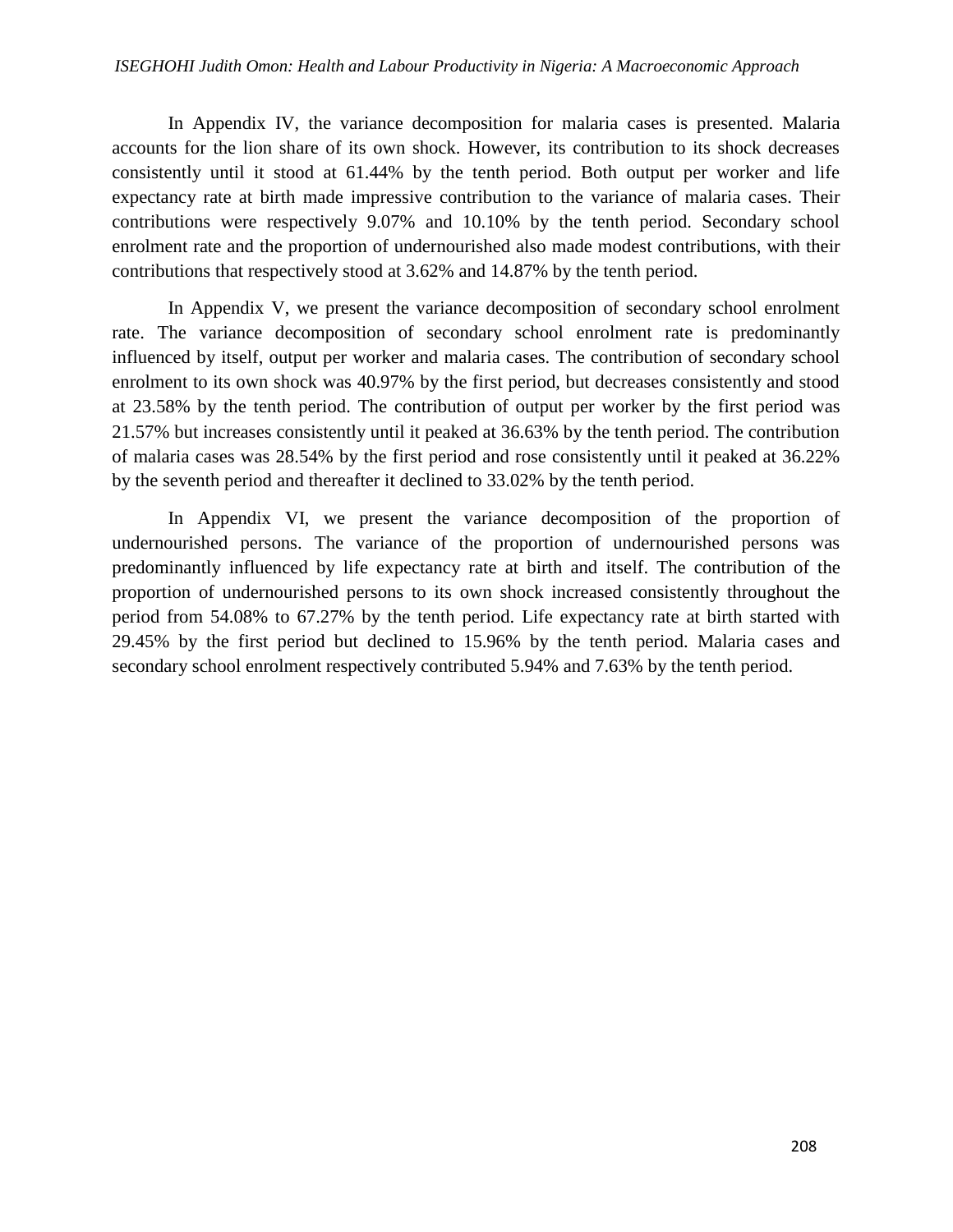In Appendix IV, the variance decomposition for malaria cases is presented. Malaria accounts for the lion share of its own shock. However, its contribution to its shock decreases consistently until it stood at 61.44% by the tenth period. Both output per worker and life expectancy rate at birth made impressive contribution to the variance of malaria cases. Their contributions were respectively 9.07% and 10.10% by the tenth period. Secondary school enrolment rate and the proportion of undernourished also made modest contributions, with their contributions that respectively stood at 3.62% and 14.87% by the tenth period.

In Appendix V, we present the variance decomposition of secondary school enrolment rate. The variance decomposition of secondary school enrolment rate is predominantly influenced by itself, output per worker and malaria cases. The contribution of secondary school enrolment to its own shock was 40.97% by the first period, but decreases consistently and stood at 23.58% by the tenth period. The contribution of output per worker by the first period was 21.57% but increases consistently until it peaked at 36.63% by the tenth period. The contribution of malaria cases was 28.54% by the first period and rose consistently until it peaked at 36.22% by the seventh period and thereafter it declined to 33.02% by the tenth period.

In Appendix VI, we present the variance decomposition of the proportion of undernourished persons. The variance of the proportion of undernourished persons was predominantly influenced by life expectancy rate at birth and itself. The contribution of the proportion of undernourished persons to its own shock increased consistently throughout the period from 54.08% to 67.27% by the tenth period. Life expectancy rate at birth started with 29.45% by the first period but declined to 15.96% by the tenth period. Malaria cases and secondary school enrolment respectively contributed 5.94% and 7.63% by the tenth period.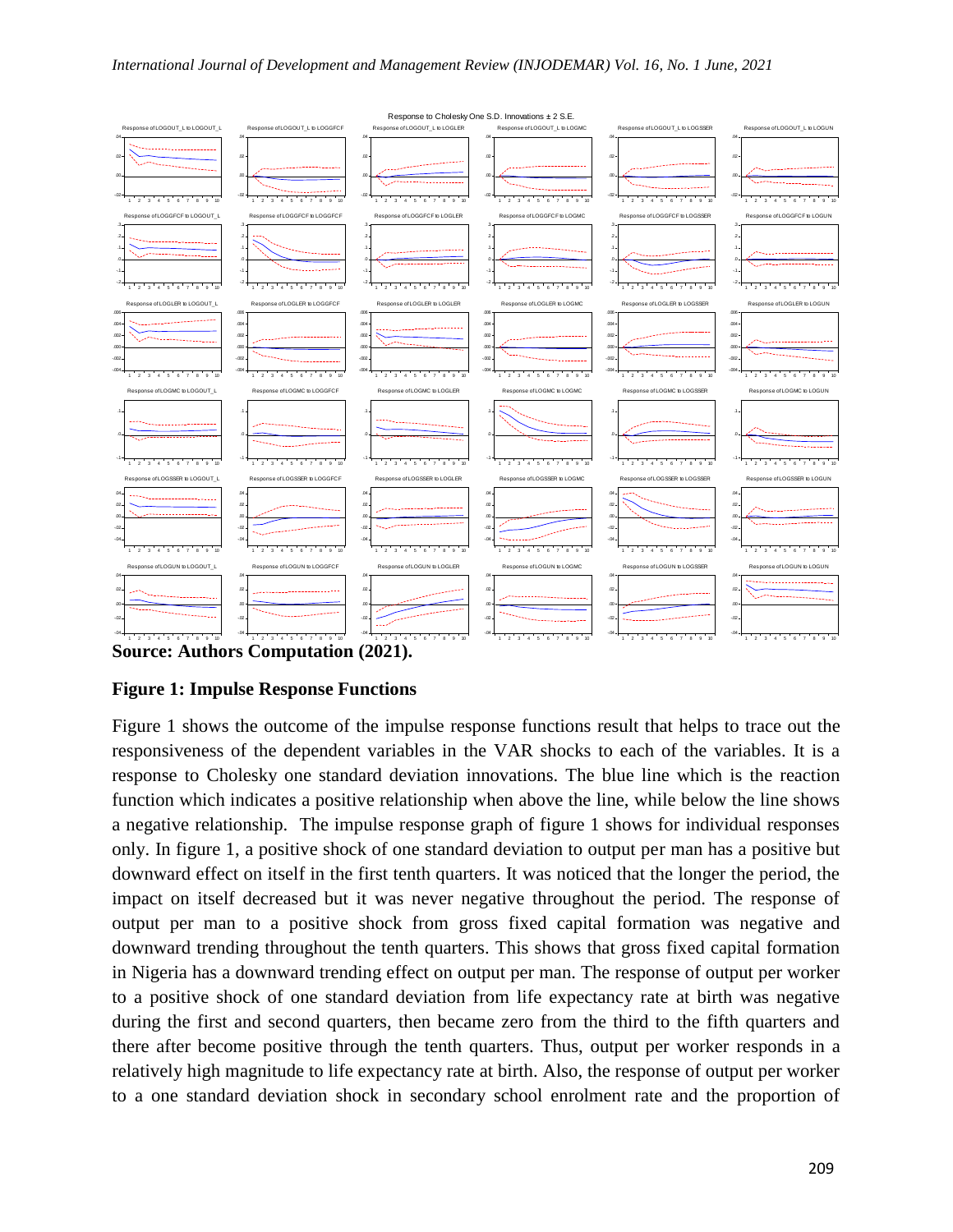Source: Authors Computation (2021).

**Figure 1: Impulse Response Functions**

Figure 1 shows the outcome of the impulse response functions result that helps to trace out the responsiveness of the dependent variables in the VAR shocks to each of the variables. It is a response to Cholesky one standard deviation innovations. The blue line which is the reaction function which indicates a positive relationship when above the line, while below the line shows a negative relationship. The impulse response graph of figure 1 shows for individual responses only. In figure 1, a positive shock of one standard deviation to output per man has a positive but downward effect on itself in the first tenth quarters. It was noticed that the longer the period, the impact on itself decreased but it was never negative throughout the period. The response of output per man to a positive shock from gross fixed capital formation was negative and downward trending throughout the tenth quarters. This shows that gross fixed capital formation in Nigeria has a downward trending effect on output per man. The response of output per worker to a positive shock of one standard deviation from life expectancy rate at birth was negative during the first and second quarters, then became zero from the third to the fifth quarters and there after become positive through the tenth quarters. Thus, output per worker responds in a relatively high magnitude to life expectancy rate at birth. Also, the response of output per worker to a one standard deviation shock in secondary school enrolment rate and the proportion of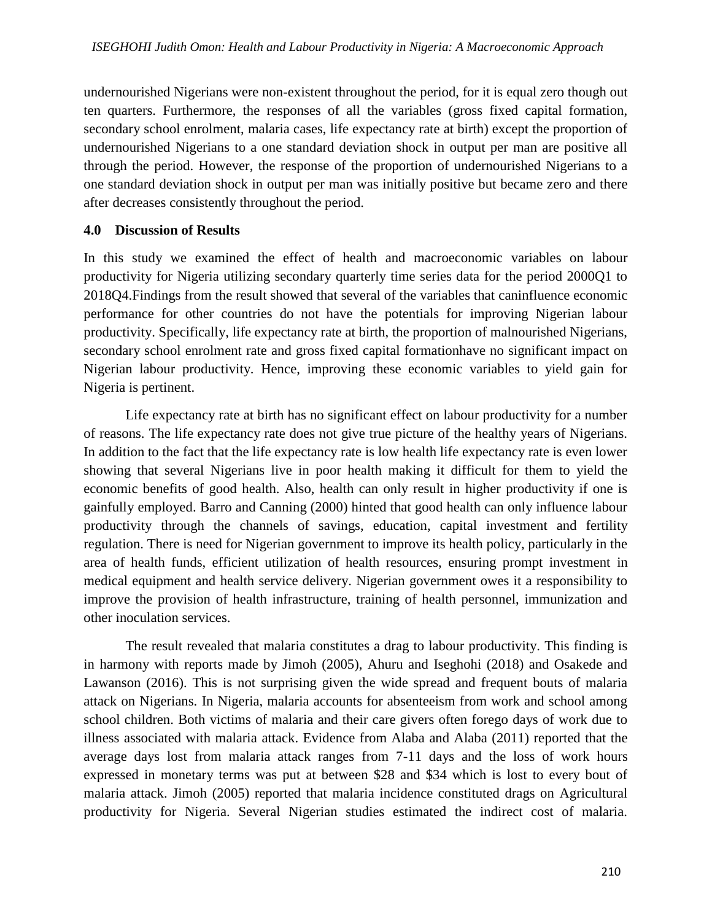undernourished Nigerians were non-existent throughout the period, for it is equal zero though out ten quarters. Furthermore, the responses of all the variables (gross fixed capital formation, secondary school enrolment, malaria cases, life expectancy rate at birth) except the proportion of undernourished Nigerians to a one standard deviation shock in output per man are positive all through the period. However, the response of the proportion of undernourished Nigerians to a one standard deviation shock in output per man was initially positive but became zero and there after decreases consistently throughout the period.

## 4.0 Discussion of Results

In this study we examined the effect of health and macroeconomic variables on labour productivity for Nigeria utilizing secondary quarterly time series data for the period 2000Q1 to 2018Q4.Findings from the result showed that several of the variables that caninfluence economic performance for other countries do not have the potentials for improving Nigerian labour productivity. Specifically, life expectancy rate at birth, the proportion of malnourished Nigerians, secondary school enrolment rate and gross fixed capital formationhave no significant impact on Nigerian labour productivity. Hence, improving these economic variables to yield gain for Nigeria is pertinent.

Life expectancy rate at birth has no significant effect on labour productivity for a number of reasons. The life expectancy rate does not give true picture of the healthy years of Nigerians. In addition to the fact that the life expectancy rate is low health life expectancy rate is even lower showing that several Nigerians live in poor health making it difficult for them to yield the economic benefits of good health. Also, health can only result in higher productivity if one is gainfully employed. Barro and Canning (2000) hinted that good health can only influence labour productivity through the channels of savings, education, capital investment and fertility regulation. There is need for Nigerian government to improve its health policy, particularly in the area of health funds, efficient utilization of health resources, ensuring prompt investment in medical equipment and health service delivery. Nigerian government owes it a responsibility to improve the provision of health infrastructure, training of health personnel, immunization and other inoculation services.

The result revealed that malaria constitutes a drag to labour productivity. This finding is in harmony with reports made by Jimoh (2005), Ahuru and Iseghohi (2018) and Osakede and Lawanson (2016). This is not surprising given the wide spread and frequent bouts of malaria attack on Nigerians. In Nigeria, malaria accounts for absenteeism from work and school among school children. Both victims of malaria and their care givers often forego days of work due to illness associated with malaria attack. Evidence from Alaba and Alaba (2011) reported that the average days lost from malaria attack ranges from 7-11 days and the loss of work hours expressed in monetary terms was put at between $28 and $34 which is lost to every bout of malaria attack. Jimoh (2005) reported that malaria incidence constituted drags on Agricultural productivity for Nigeria. Several Nigerian studies estimated the indirect cost of malaria.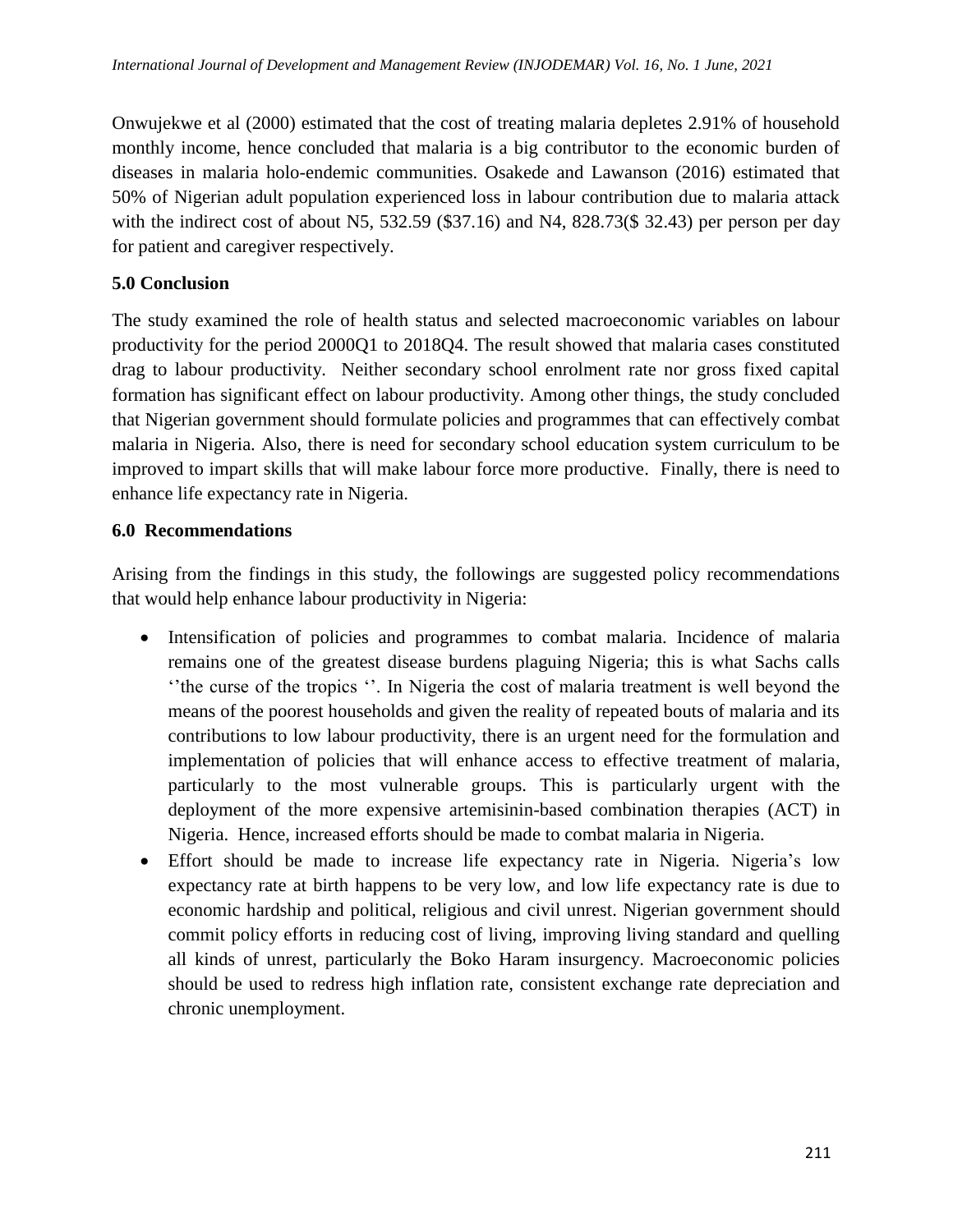Onwujekwe et al (2000) estimated that the cost of treating malaria depletes 2.91% of household monthly income, hence concluded that malaria is a big contributor to the economic burden of diseases in malaria holo-endemic communities. Osakede and Lawanson (2016) estimated that 50% of Nigerian adult population experienced loss in labour contribution due to malaria attack with the indirect cost of about N5, 532.59 ($37.16) and N4, 828.73($ 32.43) per person per day for patient and caregiver respectively.

## 5.0 Conclusion

The study examined the role of health status and selected macroeconomic variables on labour productivity for the period 2000Q1 to 2018Q4. The result showed that malaria cases constituted drag to labour productivity. Neither secondary school enrolment rate nor gross fixed capital formation has significant effect on labour productivity. Among other things, the study concluded that Nigerian government should formulate policies and programmes that can effectively combat malaria in Nigeria. Also, there is need for secondary school education system curriculum to be improved to impart skills that will make labour force more productive. Finally, there is need to enhance life expectancy rate in Nigeria.

## 6.0 Recommendations

Arising from the findings in this study, the followings are suggested policy recommendations that would help enhance labour productivity in Nigeria:

- Intensification of policies and programmes to combat malaria. Incidence of malaria remains one of the greatest disease burdens plaguing Nigeria; this is what Sachs calls ''the curse of the tropics ''. In Nigeria the cost of malaria treatment is well beyond the means of the poorest households and given the reality of repeated bouts of malaria and its contributions to low labour productivity, there is an urgent need for the formulation and implementation of policies that will enhance access to effective treatment of malaria, particularly to the most vulnerable groups. This is particularly urgent with the deployment of the more expensive artemisinin-based combination therapies (ACT) in Nigeria. Hence, increased efforts should be made to combat malaria in Nigeria.
- Effort should be made to increase life expectancy rate in Nigeria. Nigeria's low expectancy rate at birth happens to be very low, and low life expectancy rate is due to economic hardship and political, religious and civil unrest. Nigerian government should commit policy efforts in reducing cost of living, improving living standard and quelling all kinds of unrest, particularly the Boko Haram insurgency. Macroeconomic policies should be used to redress high inflation rate, consistent exchange rate depreciation and chronic unemployment.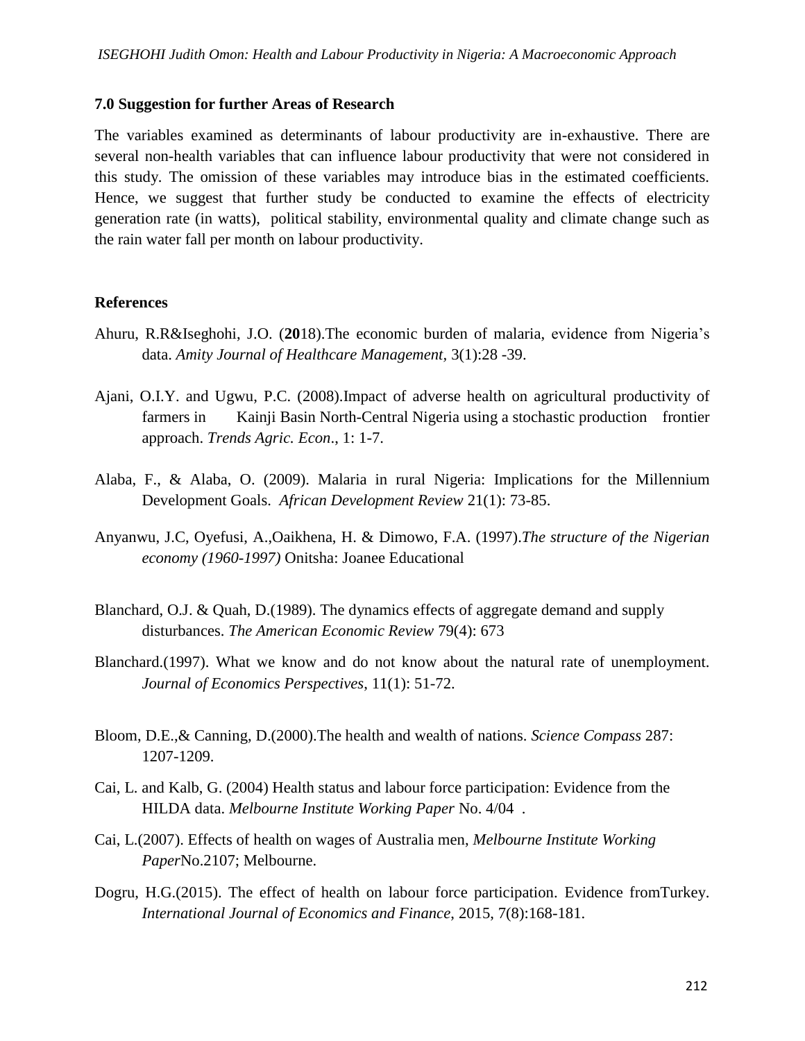## 7.0 Suggestion for further Areas of Research

The variables examined as determinants of labour productivity are in-exhaustive. There are several non-health variables that can influence labour productivity that were not considered in this study. The omission of these variables may introduce bias in the estimated coefficients. Hence, we suggest that further study be conducted to examine the effects of electricity generation rate (in watts), political stability, environmental quality and climate change such as the rain water fall per month on labour productivity.

## References

Ahuru, R.R&Iseghohi, J.O. (**20**18).The economic burden of malaria, evidence from Nigeria's data. *Amity Journal of Healthcare Management*, 3(1):28 -39.

Ajani, O.I.Y. and Ugwu, P.C. (2008).Impact of adverse health on agricultural productivity of farmers in Kainji Basin North-Central Nigeria using a stochastic production frontier approach. *Trends Agric. Econ*., 1: 1-7.

Alaba, F., & Alaba, O. (2009). Malaria in rural Nigeria: Implications for the Millennium Development Goals. *African Development Review* 21(1): 73-85.

Anyanwu, J.C, Oyefusi, A.,Oaikhena, H. & Dimowo, F.A. (1997).*The structure of the Nigerian economy (1960-1997)* Onitsha: Joanee Educational

Blanchard, O.J. & Quah, D.(1989). The dynamics effects of aggregate demand and supply disturbances. *The American Economic Review* 79(4): 673

Blanchard.(1997). What we know and do not know about the natural rate of unemployment. *Journal of Economics Perspectives*, 11(1): 51-72.

Bloom, D.E.,& Canning, D.(2000).The health and wealth of nations. *Science Compass* 287: 1207-1209.

Cai, L. and Kalb, G. (2004) Health status and labour force participation: Evidence from the HILDA data. *Melbourne Institute Working Paper* No. 4/04 .

Cai, L.(2007). Effects of health on wages of Australia men, *Melbourne Institute Working Paper*No.2107; Melbourne.

Dogru, H.G.(2015). The effect of health on labour force participation. Evidence fromTurkey. *International Journal of Economics and Finance*, 2015, 7(8):168-181.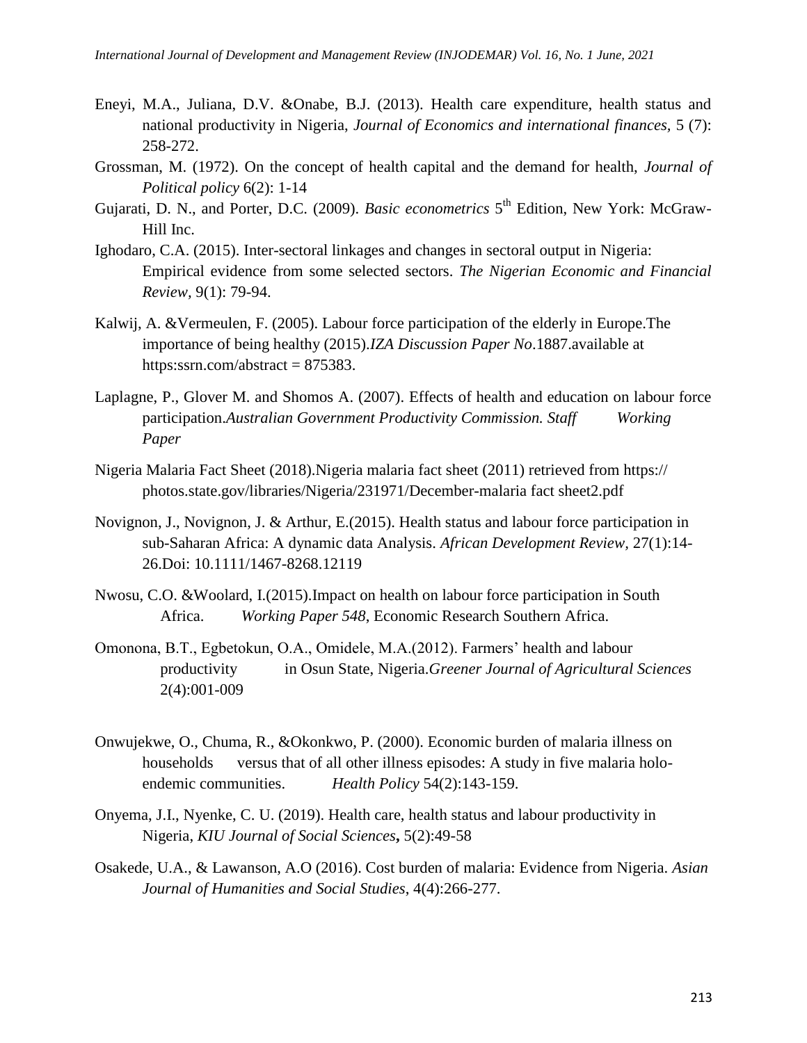Eneyi, M.A., Juliana, D.V. &Onabe, B.J. (2013). Health care expenditure, health status and national productivity in Nigeria, *Journal of Economics and international finances,* 5 (7): 258-272.

Grossman, M. (1972). On the concept of health capital and the demand for health, *Journal of Political policy* 6(2): 1-14

Gujarati, D. N., and Porter, D.C. (2009). *Basic econometrics* 5th Edition, New York: McGraw-Hill Inc.

Ighodaro, C.A. (2015). Inter-sectoral linkages and changes in sectoral output in Nigeria: Empirical evidence from some selected sectors. *The Nigerian Economic and Financial Review,* 9(1): 79-94.

Kalwij, A. &Vermeulen, F. (2005). Labour force participation of the elderly in Europe.The importance of being healthy (2015).*IZA Discussion Paper No*.1887.available at https:ssrn.com/abstract = 875383.

Laplagne, P., Glover M. and Shomos A. (2007). Effects of health and education on labour force participation.*Australian Government Productivity Commission. Staff Working Paper*

Nigeria Malaria Fact Sheet (2018).Nigeria malaria fact sheet (2011) retrieved from https:// photos.state.gov/libraries/Nigeria/231971/December-malaria fact sheet2.pdf

Novignon, J., Novignon, J. & Arthur, E.(2015). Health status and labour force participation in sub-Saharan Africa: A dynamic data Analysis. *African Development Review,* 27(1):14-26.Doi: 10.1111/1467-8268.12119

Nwosu, C.O. &Woolard, I.(2015).Impact on health on labour force participation in South Africa. *Working Paper 548,* Economic Research Southern Africa.

Omonona, B.T., Egbetokun, O.A., Omidele, M.A.(2012). Farmers' health and labour productivity in Osun State, Nigeria.*Greener Journal of Agricultural Sciences* 2(4):001-009

Onwujekwe, O., Chuma, R., &Okonkwo, P. (2000). Economic burden of malaria illness on households versus that of all other illness episodes: A study in five malaria holo-endemic communities. *Health Policy* 54(2):143-159.

Onyema, J.I., Nyenke, C. U. (2019). Health care, health status and labour productivity in Nigeria, *KIU Journal of Social Sciences***,** 5(2):49-58

Osakede, U.A., & Lawanson, A.O (2016). Cost burden of malaria: Evidence from Nigeria. *Asian Journal of Humanities and Social Studies,* 4(4):266-277.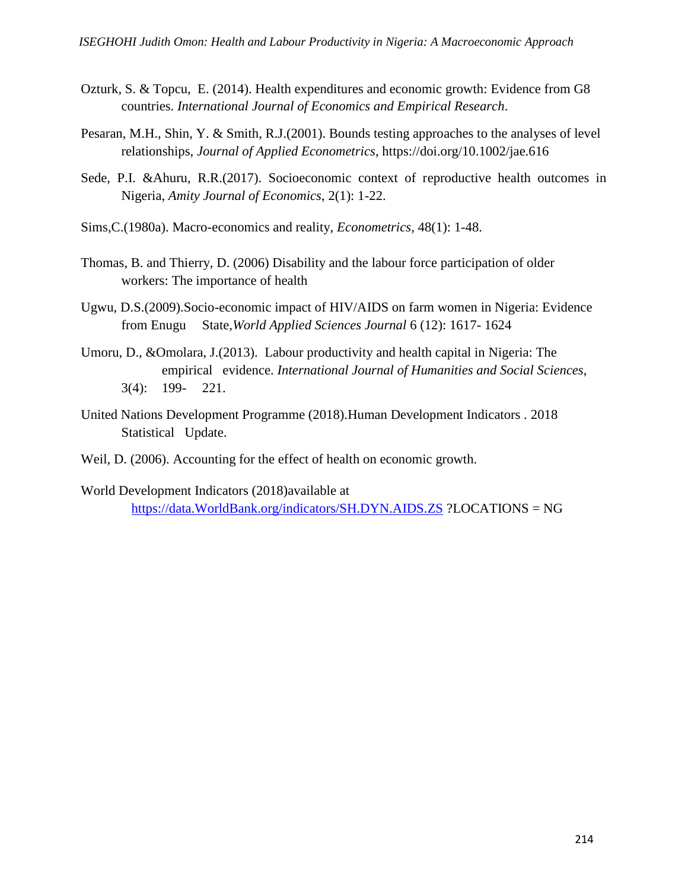Ozturk, S. & Topcu, E. (2014). Health expenditures and economic growth: Evidence from G8 countries. *International Journal of Economics and Empirical Research*.

Pesaran, M.H., Shin, Y. & Smith, R.J.(2001). Bounds testing approaches to the analyses of level relationships, *Journal of Applied Econometrics*, https://doi.org/10.1002/jae.616

Sede, P.I. &Ahuru, R.R.(2017). Socioeconomic context of reproductive health outcomes in Nigeria, *Amity Journal of Economics*, 2(1): 1-22.

Sims,C.(1980a). Macro-economics and reality, *Econometrics*, 48(1): 1-48.

Thomas, B. and Thierry, D. (2006) Disability and the labour force participation of older workers: The importance of health

Ugwu, D.S.(2009).Socio-economic impact of HIV/AIDS on farm women in Nigeria: Evidence from Enugu State,*World Applied Sciences Journal* 6 (12): 1617- 1624

Umoru, D., &Omolara, J.(2013). Labour productivity and health capital in Nigeria: The empirical evidence. *International Journal of Humanities and Social Sciences*, 3(4): 199- 221.

United Nations Development Programme (2018).Human Development Indicators . 2018 Statistical Update.

Weil, D. (2006). Accounting for the effect of health on economic growth.

World Development Indicators (2018)available at https://data.WorldBank.org/indicators/SH.DYN.AIDS.ZS ?LOCATIONS = NG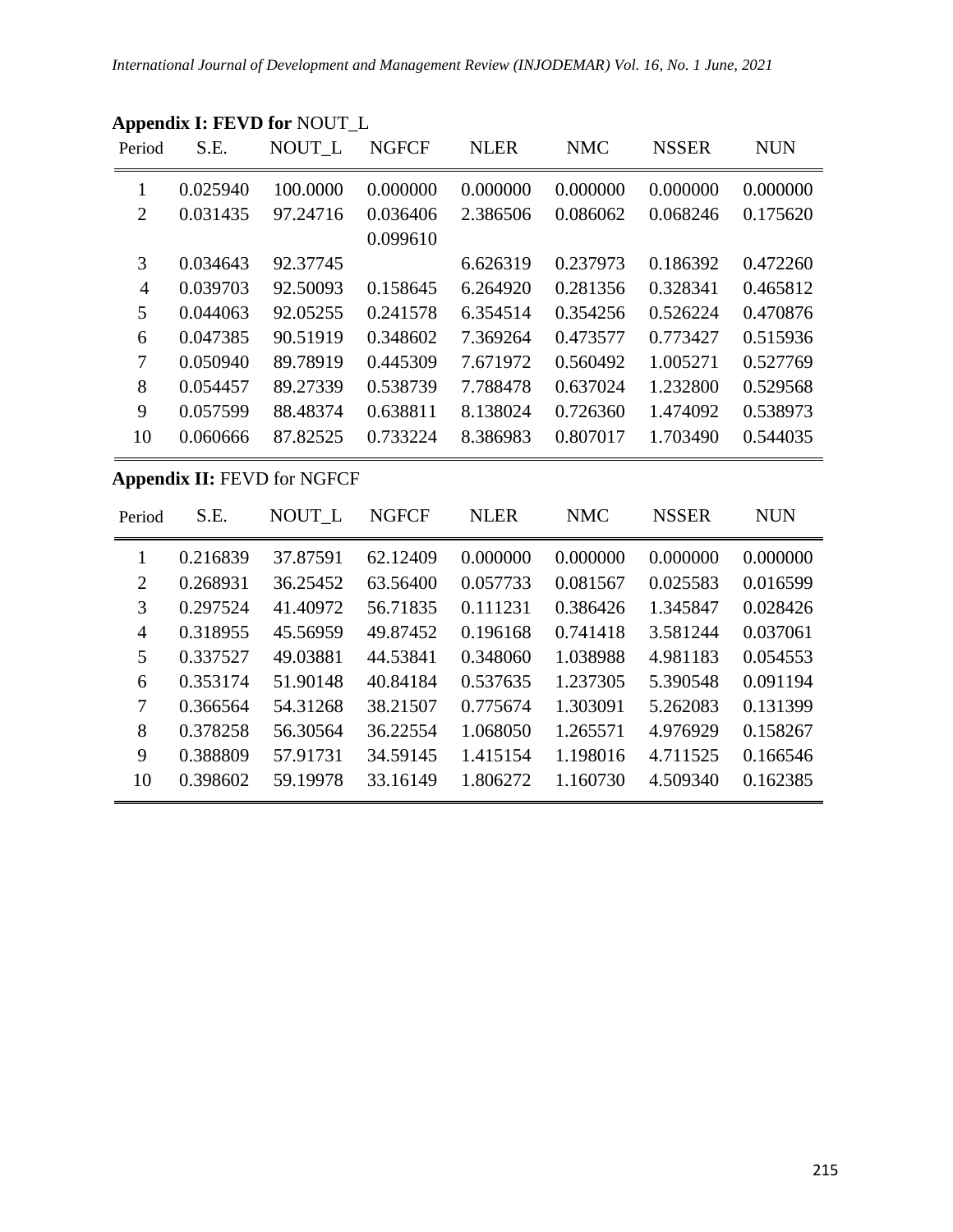**Appendix I: FEVD for** NOUT_L

| Period | S.E. | NOUT_L | NGFCF | NLER | NMC | NSSER | NUN |
|---|---|---|---|---|---|---|---|
| 1 | 0.025940 | 100.0000 | 0.000000 | 0.000000 | 0.000000 | 0.000000 | 0.000000 |
| 2 | 0.031435 | 97.24716 | 0.036406 | 2.386506 | 0.086062 | 0.068246 | 0.175620 |
| 3 | 0.034643 | 92.37745 | 0.099610 | 6.626319 | 0.237973 | 0.186392 | 0.472260 |
| 4 | 0.039703 | 92.50093 | 0.158645 | 6.264920 | 0.281356 | 0.328341 | 0.465812 |
| 5 | 0.044063 | 92.05255 | 0.241578 | 6.354514 | 0.354256 | 0.526224 | 0.470876 |
| 6 | 0.047385 | 90.51919 | 0.348602 | 7.369264 | 0.473577 | 0.773427 | 0.515936 |
| 7 | 0.050940 | 89.78919 | 0.445309 | 7.671972 | 0.560492 | 1.005271 | 0.527769 |
| 8 | 0.054457 | 89.27339 | 0.538739 | 7.788478 | 0.637024 | 1.232800 | 0.529568 |
| 9 | 0.057599 | 88.48374 | 0.638811 | 8.138024 | 0.726360 | 1.474092 | 0.538973 |
| 10 | 0.060666 | 87.82525 | 0.733224 | 8.386983 | 0.807017 | 1.703490 | 0.544035 |

**Appendix II:** FEVD for NGFCF

| Period | S.E. | NOUT_L | NGFCF | NLER | NMC | NSSER | NUN |
|---|---|---|---|---|---|---|---|
| 1 | 0.216839 | 37.87591 | 62.12409 | 0.000000 | 0.000000 | 0.000000 | 0.000000 |
| 2 | 0.268931 | 36.25452 | 63.56400 | 0.057733 | 0.081567 | 0.025583 | 0.016599 |
| 3 | 0.297524 | 41.40972 | 56.71835 | 0.111231 | 0.386426 | 1.345847 | 0.028426 |
| 4 | 0.318955 | 45.56959 | 49.87452 | 0.196168 | 0.741418 | 3.581244 | 0.037061 |
| 5 | 0.337527 | 49.03881 | 44.53841 | 0.348060 | 1.038988 | 4.981183 | 0.054553 |
| 6 | 0.353174 | 51.90148 | 40.84184 | 0.537635 | 1.237305 | 5.390548 | 0.091194 |
| 7 | 0.366564 | 54.31268 | 38.21507 | 0.775674 | 1.303091 | 5.262083 | 0.131399 |
| 8 | 0.378258 | 56.30564 | 36.22554 | 1.068050 | 1.265571 | 4.976929 | 0.158267 |
| 9 | 0.388809 | 57.91731 | 34.59145 | 1.415154 | 1.198016 | 4.711525 | 0.166546 |
| 10 | 0.398602 | 59.19978 | 33.16149 | 1.806272 | 1.160730 | 4.509340 | 0.162385 |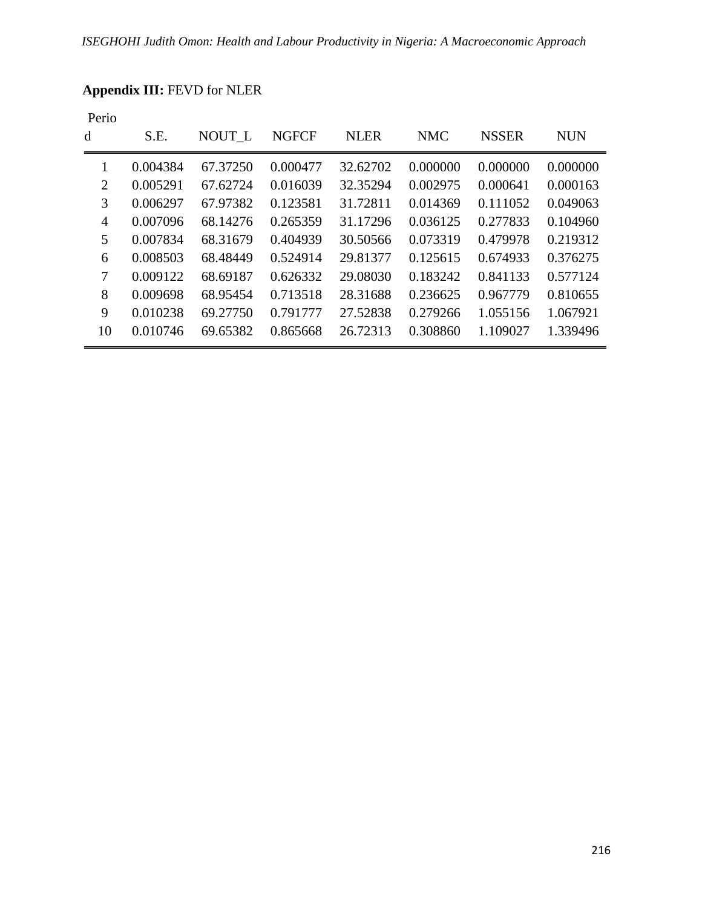**Appendix III:** FEVD for NLER

| Period | S.E. | NOUT_L | NGFCF | NLER | NMC | NSSER | NUN |
|---|---|---|---|---|---|---|---|
| 1 | 0.004384 | 67.37250 | 0.000477 | 32.62702 | 0.000000 | 0.000000 | 0.000000 |
| 2 | 0.005291 | 67.62724 | 0.016039 | 32.35294 | 0.002975 | 0.000641 | 0.000163 |
| 3 | 0.006297 | 67.97382 | 0.123581 | 31.72811 | 0.014369 | 0.111052 | 0.049063 |
| 4 | 0.007096 | 68.14276 | 0.265359 | 31.17296 | 0.036125 | 0.277833 | 0.104960 |
| 5 | 0.007834 | 68.31679 | 0.404939 | 30.50566 | 0.073319 | 0.479978 | 0.219312 |
| 6 | 0.008503 | 68.48449 | 0.524914 | 29.81377 | 0.125615 | 0.674933 | 0.376275 |
| 7 | 0.009122 | 68.69187 | 0.626332 | 29.08030 | 0.183242 | 0.841133 | 0.577124 |
| 8 | 0.009698 | 68.95454 | 0.713518 | 28.31688 | 0.236625 | 0.967779 | 0.810655 |
| 9 | 0.010238 | 69.27750 | 0.791777 | 27.52838 | 0.279266 | 1.055156 | 1.067921 |
| 10 | 0.010746 | 69.65382 | 0.865668 | 26.72313 | 0.308860 | 1.109027 | 1.339496 |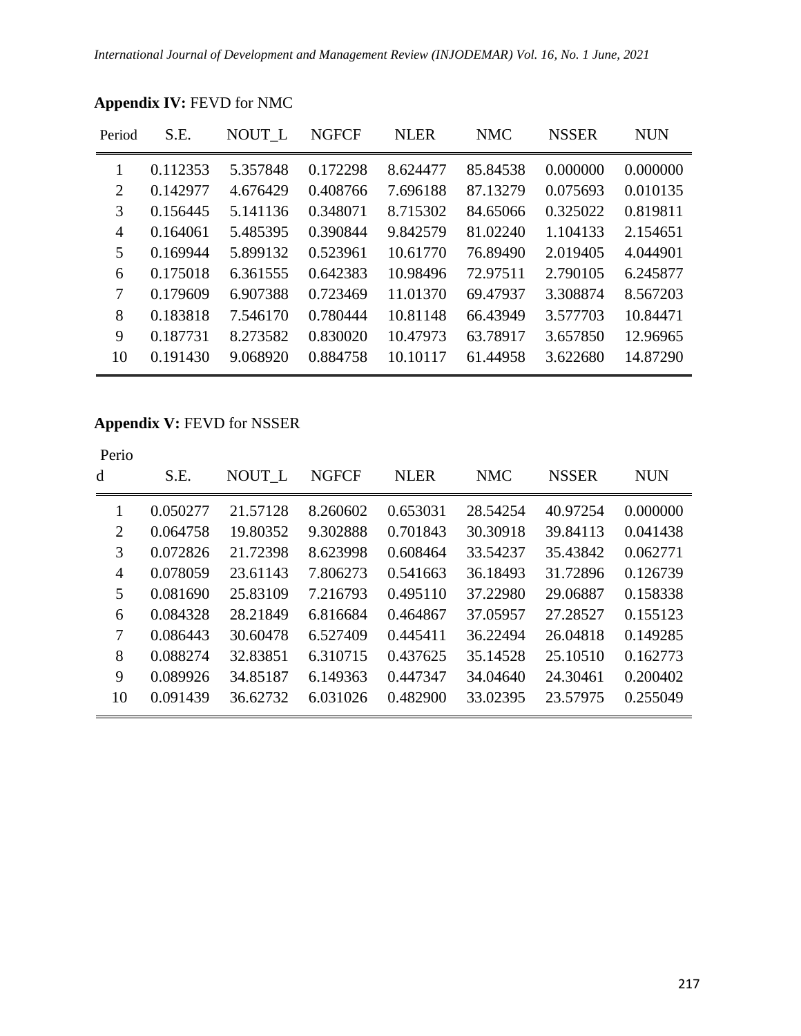**Appendix IV:** FEVD for NMC

| Period | S.E. | NOUT_L | NGFCF | NLER | NMC | NSSER | NUN |
|---|---|---|---|---|---|---|---|
| 1 | 0.112353 | 5.357848 | 0.172298 | 8.624477 | 85.84538 | 0.000000 | 0.000000 |
| 2 | 0.142977 | 4.676429 | 0.408766 | 7.696188 | 87.13279 | 0.075693 | 0.010135 |
| 3 | 0.156445 | 5.141136 | 0.348071 | 8.715302 | 84.65066 | 0.325022 | 0.819811 |
| 4 | 0.164061 | 5.485395 | 0.390844 | 9.842579 | 81.02240 | 1.104133 | 2.154651 |
| 5 | 0.169944 | 5.899132 | 0.523961 | 10.61770 | 76.89490 | 2.019405 | 4.044901 |
| 6 | 0.175018 | 6.361555 | 0.642383 | 10.98496 | 72.97511 | 2.790105 | 6.245877 |
| 7 | 0.179609 | 6.907388 | 0.723469 | 11.01370 | 69.47937 | 3.308874 | 8.567203 |
| 8 | 0.183818 | 7.546170 | 0.780444 | 10.81148 | 66.43949 | 3.577703 | 10.84471 |
| 9 | 0.187731 | 8.273582 | 0.830020 | 10.47973 | 63.78917 | 3.657850 | 12.96965 |
| 10 | 0.191430 | 9.068920 | 0.884758 | 10.10117 | 61.44958 | 3.622680 | 14.87290 |

**Appendix V:** FEVD for NSSER

| Period | S.E. | NOUT_L | NGFCF | NLER | NMC | NSSER | NUN |
|---|---|---|---|---|---|---|---|
| 1 | 0.050277 | 21.57128 | 8.260602 | 0.653031 | 28.54254 | 40.97254 | 0.000000 |
| 2 | 0.064758 | 19.80352 | 9.302888 | 0.701843 | 30.30918 | 39.84113 | 0.041438 |
| 3 | 0.072826 | 21.72398 | 8.623998 | 0.608464 | 33.54237 | 35.43842 | 0.062771 |
| 4 | 0.078059 | 23.61143 | 7.806273 | 0.541663 | 36.18493 | 31.72896 | 0.126739 |
| 5 | 0.081690 | 25.83109 | 7.216793 | 0.495110 | 37.22980 | 29.06887 | 0.158338 |
| 6 | 0.084328 | 28.21849 | 6.816684 | 0.464867 | 37.05957 | 27.28527 | 0.155123 |
| 7 | 0.086443 | 30.60478 | 6.527409 | 0.445411 | 36.22494 | 26.04818 | 0.149285 |
| 8 | 0.088274 | 32.83851 | 6.310715 | 0.437625 | 35.14528 | 25.10510 | 0.162773 |
| 9 | 0.089926 | 34.85187 | 6.149363 | 0.447347 | 34.04640 | 24.30461 | 0.200402 |
| 10 | 0.091439 | 36.62732 | 6.031026 | 0.482900 | 33.02395 | 23.57975 | 0.255049 |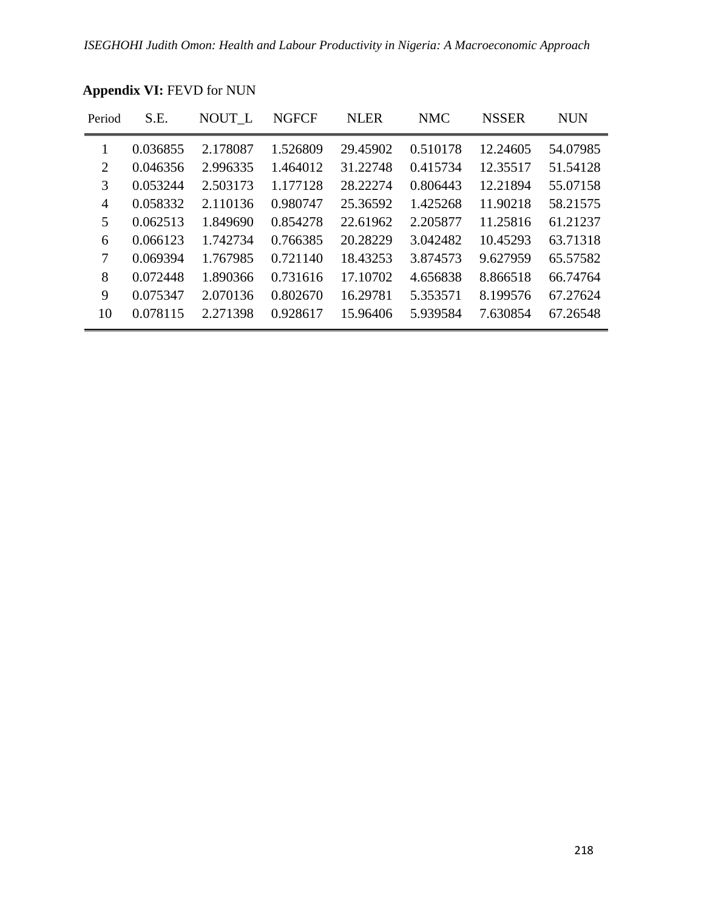**Appendix VI:** FEVD for NUN

| Period | S.E. | NOUT_L | NGFCF | NLER | NMC | NSSER | NUN |
|---|---|---|---|---|---|---|---|
| 1 | 0.036855 | 2.178087 | 1.526809 | 29.45902 | 0.510178 | 12.24605 | 54.07985 |
| 2 | 0.046356 | 2.996335 | 1.464012 | 31.22748 | 0.415734 | 12.35517 | 51.54128 |
| 3 | 0.053244 | 2.503173 | 1.177128 | 28.22274 | 0.806443 | 12.21894 | 55.07158 |
| 4 | 0.058332 | 2.110136 | 0.980747 | 25.36592 | 1.425268 | 11.90218 | 58.21575 |
| 5 | 0.062513 | 1.849690 | 0.854278 | 22.61962 | 2.205877 | 11.25816 | 61.21237 |
| 6 | 0.066123 | 1.742734 | 0.766385 | 20.28229 | 3.042482 | 10.45293 | 63.71318 |
| 7 | 0.069394 | 1.767985 | 0.721140 | 18.43253 | 3.874573 | 9.627959 | 65.57582 |
| 8 | 0.072448 | 1.890366 | 0.731616 | 17.10702 | 4.656838 | 8.866518 | 66.74764 |
| 9 | 0.075347 | 2.070136 | 0.802670 | 16.29781 | 5.353571 | 8.199576 | 67.27624 |
| 10 | 0.078115 | 2.271398 | 0.928617 | 15.96406 | 5.939584 | 7.630854 | 67.26548 |